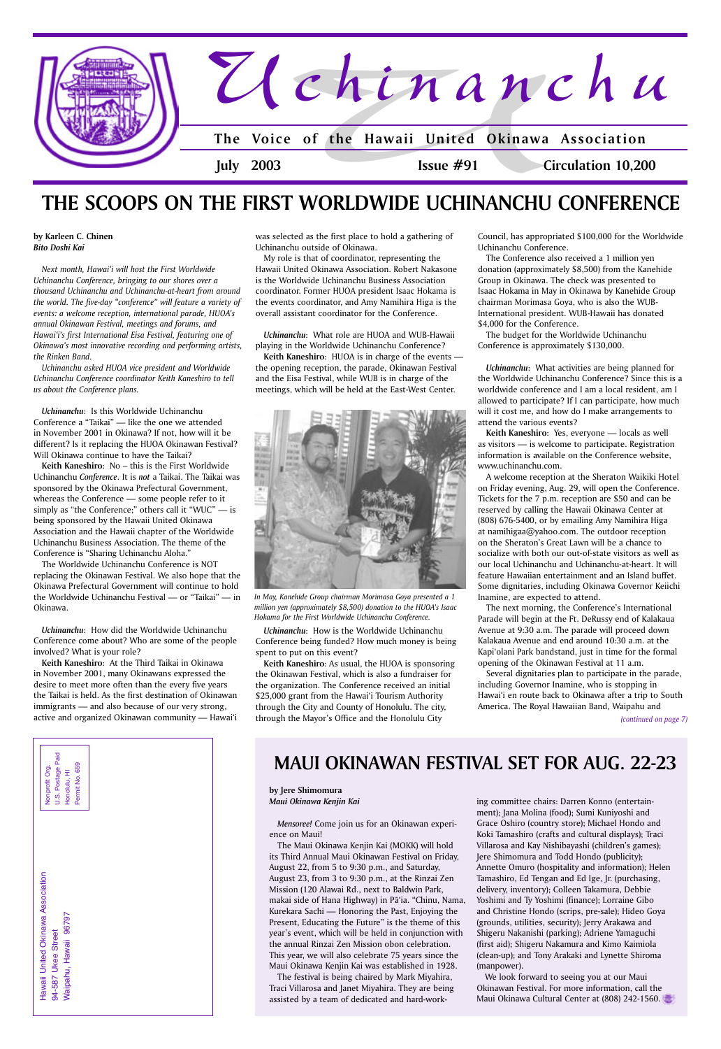# Uchinanchu

**The Voice of the Hawaii United Okinawa Association**

**July 2003** | **Issue #91** | **Circulation 10,200**

# THE SCOOPS ON THE FIRST WORLDWIDE UCHINANCHU CONFERENCE

**by Karleen C. Chinen**
***Bito Doshi Kai***

*Next month, Hawai'i will host the First Worldwide Uchinanchu Conference, bringing to our shores over a thousand Uchinanchu and Uchinanchu-at-heart from around the world. The five-day "conference" will feature a variety of events: a welcome reception, international parade, HUOA's annual Okinawan Festival, meetings and forums, and Hawai'i's first International Eisa Festival, featuring one of Okinawa's most innovative recording and performing artists, the Rinken Band.*

*Uchinanchu asked HUOA vice president and Worldwide Uchinanchu Conference coordinator Keith Kaneshiro to tell us about the Conference plans.*

***Uchinanchu***: Is this Worldwide Uchinanchu Conference a "Taikai" — like the one we attended in November 2001 in Okinawa? If not, how will it be different? Is it replacing the HUOA Okinawan Festival? Will Okinawa continue to have the Taikai?

**Keith Kaneshiro**: No – this is the First Worldwide Uchinanchu *Conference*. It is *not* a Taikai. The Taikai was sponsored by the Okinawa Prefectural Government, whereas the Conference — some people refer to it simply as "the Conference;" others call it "WUC" — is being sponsored by the Hawaii United Okinawa Association and the Hawaii chapter of the Worldwide Uchinanchu Business Association. The theme of the Conference is "Sharing Uchinanchu Aloha."

The Worldwide Uchinanchu Conference is NOT replacing the Okinawan Festival. We also hope that the Okinawa Prefectural Government will continue to hold the Worldwide Uchinanchu Festival — or "Taikai" — in Okinawa.

***Uchinanchu***: How did the Worldwide Uchinanchu Conference come about? Who are some of the people involved? What is your role?

**Keith Kaneshiro**: At the Third Taikai in Okinawa in November 2001, many Okinawans expressed the desire to meet more often than the every five years the Taikai is held. As the first destination of Okinawan immigrants — and also because of our very strong, active and organized Okinawan community — Hawai'i was selected as the first place to hold a gathering of Uchinanchu outside of Okinawa.

My role is that of coordinator, representing the Hawaii United Okinawa Association. Robert Nakasone is the Worldwide Uchinanchu Business Association coordinator. Former HUOA president Isaac Hokama is the events coordinator, and Amy Namihira Higa is the overall assistant coordinator for the Conference.

***Uchinanchu***: What role are HUOA and WUB-Hawaii playing in the Worldwide Uchinanchu Conference?

**Keith Kaneshiro**: HUOA is in charge of the events — the opening reception, the parade, Okinawan Festival and the Eisa Festival, while WUB is in charge of the meetings, which will be held at the East-West Center.

*In May, Kanehide Group chairman Morimasa Goya presented a 1 million yen (approximately $8,500) donation to the HUOA's Isaac Hokama for the First Worldwide Uchinanchu Conference.*

***Uchinanchu***: How is the Worldwide Uchinanchu Conference being funded? How much money is being spent to put on this event?

**Keith Kaneshiro**: As usual, the HUOA is sponsoring the Okinawan Festival, which is also a fundraiser for the organization. The Conference received an initial $25,000 grant from the Hawai'i Tourism Authority through the City and County of Honolulu. The city, through the Mayor's Office and the Honolulu City Council, has appropriated $100,000 for the Worldwide Uchinanchu Conference.

The Conference also received a 1 million yen donation (approximately $8,500) from the Kanehide Group in Okinawa. The check was presented to Isaac Hokama in May in Okinawa by Kanehide Group chairman Morimasa Goya, who is also the WUB-International president. WUB-Hawaii has donated $4,000 for the Conference.

The budget for the Worldwide Uchinanchu Conference is approximately $130,000.

***Uchinanchu***: What activities are being planned for the Worldwide Uchinanchu Conference? Since this is a worldwide conference and I am a local resident, am I allowed to participate? If I can participate, how much will it cost me, and how do I make arrangements to attend the various events?

**Keith Kaneshiro**: Yes, everyone — locals as well as visitors — is welcome to participate. Registration information is available on the Conference website, www.uchinanchu.com.

A welcome reception at the Sheraton Waikiki Hotel on Friday evening, Aug. 29, will open the Conference. Tickets for the 7 p.m. reception are $50 and can be reserved by calling the Hawaii Okinawa Center at (808) 676-5400, or by emailing Amy Namihira Higa at namihigaa@yahoo.com. The outdoor reception on the Sheraton's Great Lawn will be a chance to socialize with both our out-of-state visitors as well as our local Uchinanchu and Uchinanchu-at-heart. It will feature Hawaiian entertainment and an Island buffet. Some dignitaries, including Okinawa Governor Keiichi Inamine, are expected to attend.

The next morning, the Conference's International Parade will begin at the Ft. DeRussy end of Kalakaua Avenue at 9:30 a.m. The parade will proceed down Kalakaua Avenue and end around 10:30 a.m. at the Kapi'olani Park bandstand, just in time for the formal opening of the Okinawan Festival at 11 a.m.

Several dignitaries plan to participate in the parade, including Governor Inamine, who is stopping in Hawai'i en route back to Okinawa after a trip to South America. The Royal Hawaiian Band, Waipahu and

*(continued on page 7)*

# MAUI OKINAWAN FESTIVAL SET FOR AUG. 22-23

**by Jere Shimomura**
***Maui Okinawa Kenjin Kai***

*Mensoree!* Come join us for an Okinawan experience on Maui!

The Maui Okinawa Kenjin Kai (MOKK) will hold its Third Annual Maui Okinawan Festival on Friday, August 22, from 5 to 9:30 p.m., and Saturday, August 23, from 3 to 9:30 p.m., at the Rinzai Zen Mission (120 Alawai Rd., next to Baldwin Park, makai side of Hana Highway) in Pā'ia. "Chinu, Nama, Kurekara Sachi — Honoring the Past, Enjoying the Present, Educating the Future" is the theme of this year's event, which will be held in conjunction with the annual Rinzai Zen Mission obon celebration. This year, we will also celebrate 75 years since the Maui Okinawa Kenjin Kai was established in 1928.

The festival is being chaired by Mark Miyahira, Traci Villarosa and Janet Miyahira. They are being assisted by a team of dedicated and hard-working committee chairs: Darren Konno (entertainment); Jana Molina (food); Sumi Kuniyoshi and Grace Oshiro (country store); Michael Hondo and Koki Tamashiro (crafts and cultural displays); Traci Villarosa and Kay Nishibayashi (children's games); Jere Shimomura and Todd Hondo (publicity); Annette Omuro (hospitality and information); Helen Tamashiro, Ed Tengan and Ed Ige, Jr. (purchasing, delivery, inventory); Colleen Takamura, Debbie Yoshimi and Ty Yoshimi (finance); Lorraine Gibo and Christine Hondo (scrips, pre-sale); Hideo Goya (grounds, utilities, security); Jerry Arakawa and Shigeru Nakanishi (parking); Adriene Yamaguchi (first aid); Shigeru Nakamura and Kimo Kaimiola (clean-up); and Tony Arakaki and Lynette Shiroma (manpower).

We look forward to seeing you at our Maui Okinawan Festival. For more information, call the Maui Okinawa Cultural Center at (808) 242-1560.

Hawaii United Okinawa Association
94-587 Ukee Street
Waipahu, Hawaii 96797

Nonprofit Org.
U.S. Postage Paid
Honolulu, HI
Permit No. 659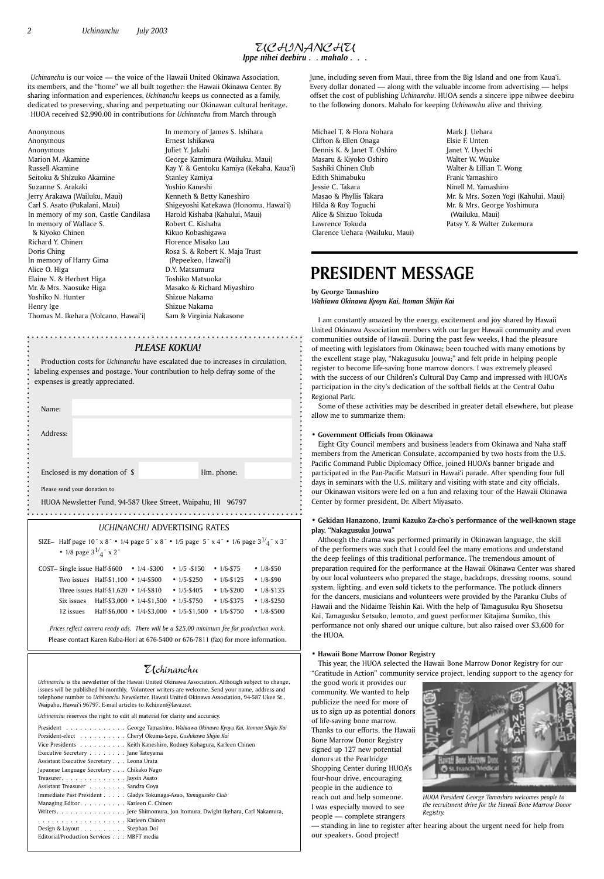# UCHINANCHU

***Ippe nihei deebiru . . mahalo . . .***

*Uchinanchu* is our voice — the voice of the Hawaii United Okinawa Association, its members, and the "home" we all built together: the Hawaii Okinawa Center. By sharing information and experiences, *Uchinanchu* keeps us connected as a family, dedicated to preserving, sharing and perpetuating our Okinawan cultural heritage. HUOA received $2,990.00 in contributions for *Uchinanchu* from March through June, including seven from Maui, three from the Big Island and one from Kaua'i. Every dollar donated — along with the valuable income from advertising — helps offset the cost of publishing *Uchinanchu*. HUOA sends a sincere ippe nihwee deebiru to the following donors. Mahalo for keeping *Uchinanchu* alive and thriving.

Anonymous
Anonymous
Anonymous
Marion M. Akamine
Russell Akamine
Seitoku & Shizuko Akamine
Suzanne S. Arakaki
Jerry Arakawa (Wailuku, Maui)
Carl S. Asato (Pukalani, Maui)
In memory of my son, Castle Candilasa
In memory of Wallace S. & Kiyoko Chinen
Richard Y. Chinen
Doris Ching
In memory of Harry Gima
Alice O. Higa
Elaine N. & Herbert Higa
Mr. & Mrs. Naosuke Higa
Yoshiko N. Hunter
Henry Ige
Thomas M. Ikehara (Volcano, Hawai'i)
In memory of James S. Ishihara
Ernest Ishikawa
Juliet Y. Jakahi
George Kamimura (Wailuku, Maui)
Kay Y. & Gentoku Kamiya (Kekaha, Kaua'i)
Stanley Kamiya
Yoshio Kaneshi
Kenneth & Betty Kaneshiro
Shigeyoshi Katekawa (Honomu, Hawai'i)
Harold Kishaba (Kahului, Maui)
Robert C. Kishaba
Kikuo Kobashigawa
Florence Misako Lau
Rosa S. & Robert K. Maja Trust (Pepeekeo, Hawai'i)
D.Y. Matsumura
Toshiko Matsuoka
Masako & Richard Miyashiro
Shizue Nakama
Shizue Nakama
Sam & Virginia Nakasone
Michael T. & Flora Nohara
Clifton & Ellen Onaga
Dennis K. & Janet T. Oshiro
Masaru & Kiyoko Oshiro
Sashiki Chinen Club
Edith Shimabuku
Jessie C. Takara
Masao & Phyllis Takara
Hilda & Roy Toguchi
Alice & Shizuo Tokuda
Lawrence Tokuda
Clarence Uehara (Wailuku, Maui)
Mark J. Uehara
Elsie F. Unten
Janet Y. Uyechi
Walter W. Wauke
Walter & Lillian T. Wong
Frank Yamashiro
Ninell M. Yamashiro
Mr. & Mrs. Sozen Yogi (Kahului, Maui)
Mr. & Mrs. George Yoshimura (Wailuku, Maui)
Patsy Y. & Walter Zukemura

## *PLEASE KOKUA!*

Production costs for *Uchinanchu* have escalated due to increases in circulation, labeling expenses and postage. Your contribution to help defray some of the expenses is greatly appreciated.

Name:

Address:

Enclosed is my donation of $ Hm. phone:

Please send your donation to

HUOA Newsletter Fund, 94-587 Ukee Street, Waipahu, HI 96797

## *UCHINANCHU* ADVERTISING RATES

SIZE– Half page 10˝ x 8˝ • 1/4 page 5˝ x 8˝ • 1/5 page 5˝ x 4˝ • 1/6 page $3^{1}/_{4}$˝ x 3˝ • 1/8 page $3^{1}/_{4}$˝ x 2˝

| COST– | Half | 1/4 | 1/5 | 1/6 | 1/8 |
|---|---|---|---|---|---|
| Single issue | Half-$600 | 1/4 -$300 | 1/5 -$150 | 1/6-$75 | 1/8-$50 |
| Two issues | Half-$1,100 | 1/4-$500 | 1/5-$250 | 1/6-$125 | 1/8-$90 |
| Three issues | Half-$1,620 | 1/4-$810 | 1/5-$405 | 1/6-$200 | 1/8-$135 |
| Six issues | Half-$3,000 | 1/4-$1,500 | 1/5-$750 | 1/6-$375 | 1/8-$250 |
| 12 issues | Half-$6,000 | 1/4-$3,000 | 1/5-$1,500 | 1/6-$750 | 1/8-$500 |

*Prices reflect camera ready ads. There will be a $25.00 minimum fee for production work.*

Please contact Karen Kuba-Hori at 676-5400 or 676-7811 (fax) for more information.

## Uchinanchu

*Uchinanchu* is the newsletter of the Hawaii United Okinawa Association. Although subject to change, issues will be published bi-monthly. Volunteer writers are welcome. Send your name, address and telephone number to *Uchinanchu* Newsletter, Hawaii United Okinawa Association, 94-587 Ukee St., Waipahu, Hawai'i 96797. E-mail articles to Kchinen@lava.net

*Uchinanchu* reserves the right to edit all material for clarity and accuracy.

President . . . . . . . . . . . . George Tamashiro, *Wahiawa Okinawa Kyoyu Kai, Itoman Shijin Kai*
President-elect . . . . . . . . . . Cheryl Okuma-Sepe, *Gushikawa Shijin Kai*
Vice Presidents . . . . . . . . . . Keith Kaneshiro, Rodney Kohagura, Karleen Chinen
Executive Secretary . . . . . . . . Jane Tateyama
Assistant Executive Secretary . . . Leona Urata
Japanese Language Secretary . . . Chikako Nago
Treasurer. . . . . . . . . . . . . Jaysin Asato
Assistant Treasurer . . . . . . . . Sandra Goya
Immediate Past President . . . . . Gladys Tokunaga-Asao, *Tamagusuku Club*
Managing Editor. . . . . . . . . . Karleen C. Chinen
Writers. . . . . . . . . . . . . . Jere Shimomura, Jon Itomura, Dwight Ikehara, Carl Nakamura, Karleen Chinen
Design & Layout. . . . . . . . . . Stephan Doi
Editorial/Production Services . . . MBFT media

# PRESIDENT MESSAGE

**by George Tamashiro**
***Wahiawa Okinawa Kyoyu Kai, Itoman Shijin Kai***

I am constantly amazed by the energy, excitement and joy shared by Hawaii United Okinawa Association members with our larger Hawaii community and even communities outside of Hawaii. During the past few weeks, I had the pleasure of meeting with legislators from Okinawa; been touched with many emotions by the excellent stage play, "Nakagusuku Jouwa;" and felt pride in helping people register to become life-saving bone marrow donors. I was extremely pleased with the success of our Children's Cultural Day Camp and impressed with HUOA's participation in the city's dedication of the softball fields at the Central Oahu Regional Park.

Some of these activities may be described in greater detail elsewhere, but please allow me to summarize them:

**• Government Officials from Okinawa**

Eight City Council members and business leaders from Okinawa and Naha staff members from the American Consulate, accompanied by two hosts from the U.S. Pacific Command Public Diplomacy Office, joined HUOA's banner brigade and participated in the Pan-Pacific Matsuri in Hawai'i parade. After spending four full days in seminars with the U.S. military and visiting with state and city officials, our Okinawan visitors were led on a fun and relaxing tour of the Hawaii Okinawa Center by former president, Dr. Albert Miyasato.

**• Gekidan Hanazono, Izumi Kazuko Za-cho's performance of the well-known stage play, "Nakagusuku Jouwa"**

Although the drama was performed primarily in Okinawan language, the skill of the performers was such that I could feel the many emotions and understand the deep feelings of this traditional performance. The tremendous amount of preparation required for the performance at the Hawaii Okinawa Center was shared by our local volunteers who prepared the stage, backdrops, dressing rooms, sound system, lighting, and even sold tickets to the performance. The potluck dinners for the dancers, musicians and volunteers were provided by the Paranku Clubs of Hawaii and the Nidaime Teishin Kai. With the help of Tamagusuku Ryu Shosetsu Kai, Tamagusku Setsuko, Iemoto, and guest performer Kitajima Sumiko, this performance not only shared our unique culture, but also raised over $3,600 for the HUOA.

**• Hawaii Bone Marrow Donor Registry**

This year, the HUOA selected the Hawaii Bone Marrow Donor Registry for our "Gratitude in Action" community service project, lending support to the agency for the good work it provides our community. We wanted to help publicize the need for more of us to sign up as potential donors of life-saving bone marrow. Thanks to our efforts, the Hawaii Bone Marrow Donor Registry signed up 127 new potential donors at the Pearlridge Shopping Center during HUOA's four-hour drive, encouraging people in the audience to reach out and help someone. I was especially moved to see people — complete strangers — standing in line to register after hearing about the urgent need for help from our speakers. Good project!

*HUOA President George Tamashiro welcomes people to the recruitment drive for the Hawaii Bone Marrow Donor Registry.*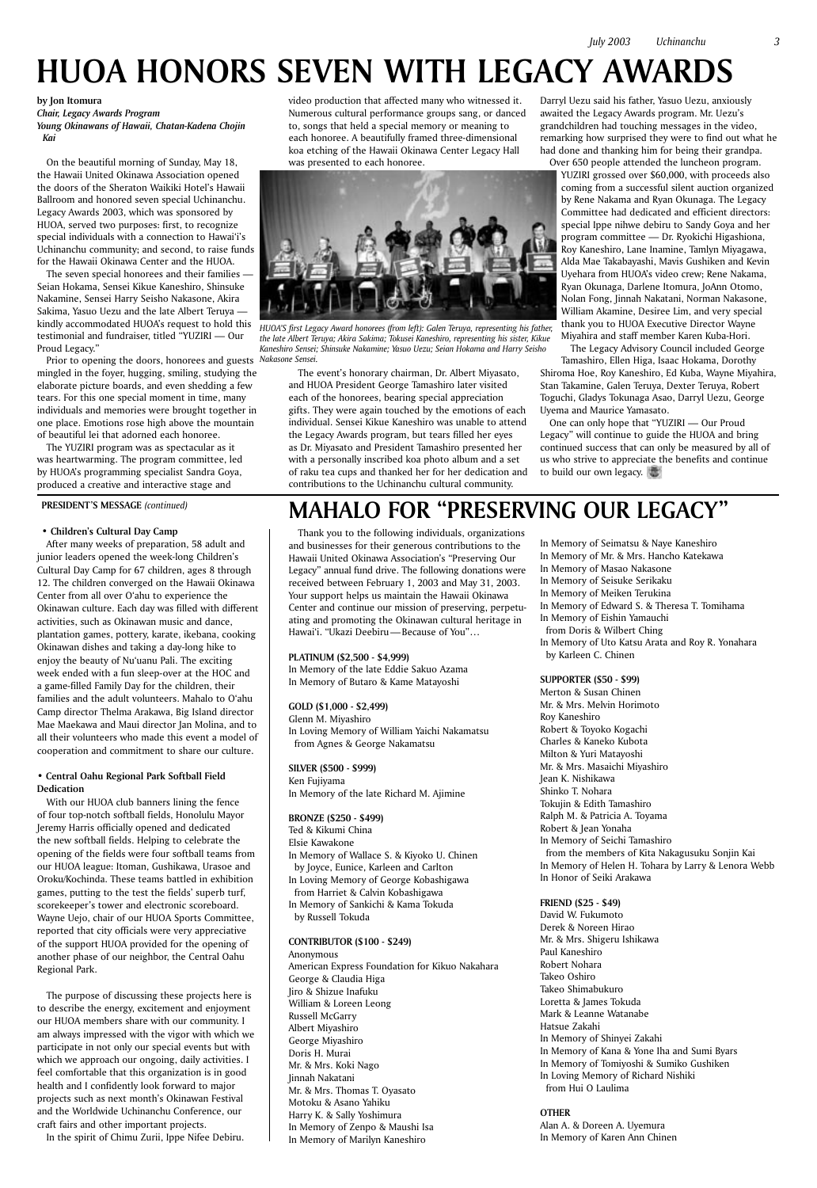# HUOA HONORS SEVEN WITH LEGACY AWARDS

**by Jon Itomura**
***Chair, Legacy Awards Program***
***Young Okinawans of Hawaii, Chatan-Kadena Chojin Kai***

On the beautiful morning of Sunday, May 18, the Hawaii United Okinawa Association opened the doors of the Sheraton Waikiki Hotel's Hawaii Ballroom and honored seven special Uchinanchu. Legacy Awards 2003, which was sponsored by HUOA, served two purposes: first, to recognize special individuals with a connection to Hawai'i's Uchinanchu community; and second, to raise funds for the Hawaii Okinawa Center and the HUOA.

The seven special honorees and their families — Seian Hokama, Sensei Kikue Kaneshiro, Shinsuke Nakamine, Sensei Harry Seisho Nakasone, Akira Sakima, Yasuo Uezu and the late Albert Teruya — kindly accommodated HUOA's request to hold this testimonial and fundraiser, titled "YUZIRI — Our Proud Legacy."

Prior to opening the doors, honorees and guests mingled in the foyer, hugging, smiling, studying the elaborate picture boards, and even shedding a few tears. For this one special moment in time, many individuals and memories were brought together in one place. Emotions rose high above the mountain of beautiful lei that adorned each honoree.

The YUZIRI program was as spectacular as it was heartwarming. The program committee, led by HUOA's programming specialist Sandra Goya, produced a creative and interactive stage and video production that affected many who witnessed it. Numerous cultural performance groups sang, or danced to, songs that held a special memory or meaning to each honoree. A beautifully framed three-dimensional koa etching of the Hawaii Okinawa Center Legacy Hall was presented to each honoree.

*HUOA'S first Legacy Award honorees (from left): Galen Teruya, representing his father, the late Albert Teruya; Akira Sakima; Tokusei Kaneshiro, representing his sister, Kikue Kaneshiro Sensei; Shinsuke Nakamine; Yasuo Uezu; Seian Hokama and Harry Seisho Nakasone Sensei.*

The event's honorary chairman, Dr. Albert Miyasato, and HUOA President George Tamashiro later visited each of the honorees, bearing special appreciation gifts. They were again touched by the emotions of each individual. Sensei Kikue Kaneshiro was unable to attend the Legacy Awards program, but tears filled her eyes as Dr. Miyasato and President Tamashiro presented her with a personally inscribed koa photo album and a set of raku tea cups and thanked her for her dedication and contributions to the Uchinanchu cultural community.

Darryl Uezu said his father, Yasuo Uezu, anxiously awaited the Legacy Awards program. Mr. Uezu's grandchildren had touching messages in the video, remarking how surprised they were to find out what he had done and thanking him for being their grandpa.

Over 650 people attended the luncheon program. YUZIRI grossed over $60,000, with proceeds also coming from a successful silent auction organized by Rene Nakama and Ryan Okunaga. The Legacy Committee had dedicated and efficient directors: special Ippe nihwe debiru to Sandy Goya and her program committee — Dr. Ryokichi Higashiona, Roy Kaneshiro, Lane Inamine, Tamlyn Miyagawa, Alda Mae Takabayashi, Mavis Gushiken and Kevin Uyehara from HUOA's video crew; Rene Nakama, Ryan Okunaga, Darlene Itomura, JoAnn Otomo, Nolan Fong, Jinnah Nakatani, Norman Nakasone, William Akamine, Desiree Lim, and very special thank you to HUOA Executive Director Wayne Miyahira and staff member Karen Kuba-Hori.

The Legacy Advisory Council included George Tamashiro, Ellen Higa, Isaac Hokama, Dorothy Shiroma Hoe, Roy Kaneshiro, Ed Kuba, Wayne Miyahira, Stan Takamine, Galen Teruya, Dexter Teruya, Robert Toguchi, Gladys Tokunaga Asao, Darryl Uezu, George Uyema and Maurice Yamasato.

One can only hope that "YUZIRI — Our Proud Legacy" will continue to guide the HUOA and bring continued success that can only be measured by all of us who strive to appreciate the benefits and continue to build our own legacy.

**PRESIDENT'S MESSAGE** *(continued)*

**• Children's Cultural Day Camp**

After many weeks of preparation, 58 adult and junior leaders opened the week-long Children's Cultural Day Camp for 67 children, ages 8 through 12. The children converged on the Hawaii Okinawa Center from all over O'ahu to experience the Okinawan culture. Each day was filled with different activities, such as Okinawan music and dance, plantation games, pottery, karate, ikebana, cooking Okinawan dishes and taking a day-long hike to enjoy the beauty of Nu'uanu Pali. The exciting week ended with a fun sleep-over at the HOC and a game-filled Family Day for the children, their families and the adult volunteers. Mahalo to O'ahu Camp director Thelma Arakawa, Big Island director Mae Maekawa and Maui director Jan Molina, and to all their volunteers who made this event a model of cooperation and commitment to share our culture.

**• Central Oahu Regional Park Softball Field Dedication**

With our HUOA club banners lining the fence of four top-notch softball fields, Honolulu Mayor Jeremy Harris officially opened and dedicated the new softball fields. Helping to celebrate the opening of the fields were four softball teams from our HUOA league: Itoman, Gushikawa, Urasoe and Oroku/Kochinda. These teams battled in exhibition games, putting to the test the fields' superb turf, scorekeeper's tower and electronic scoreboard. Wayne Uejo, chair of our HUOA Sports Committee, reported that city officials were very appreciative of the support HUOA provided for the opening of another phase of our neighbor, the Central Oahu Regional Park.

The purpose of discussing these projects here is to describe the energy, excitement and enjoyment our HUOA members share with our community. I am always impressed with the vigor with which we participate in not only our special events but with which we approach our ongoing, daily activities. I feel comfortable that this organization is in good health and I confidently look forward to major projects such as next month's Okinawan Festival and the Worldwide Uchinanchu Conference, our craft fairs and other important projects.

In the spirit of Chimu Zurii, Ippe Nifee Debiru.

# MAHALO FOR "PRESERVING OUR LEGACY"

Thank you to the following individuals, organizations and businesses for their generous contributions to the Hawaii United Okinawa Association's "Preserving Our Legacy" annual fund drive. The following donations were received between February 1, 2003 and May 31, 2003. Your support helps us maintain the Hawaii Okinawa Center and continue our mission of preserving, perpetuating and promoting the Okinawan cultural heritage in Hawai'i. "Ukazi Deebiru—Because of You"…

**PLATINUM ($2,500 - $4,999)**
In Memory of the late Eddie Sakuo Azama
In Memory of Butaro & Kame Matayoshi

**GOLD ($1,000 - $2,499)**
Glenn M. Miyashiro
In Loving Memory of William Yaichi Nakamatsu from Agnes & George Nakamatsu

**SILVER ($500 - $999)**
Ken Fujiyama
In Memory of the late Richard M. Ajimine

**BRONZE ($250 - $499)**
Ted & Kikumi China
Elsie Kawakone
In Memory of Wallace S. & Kiyoko U. Chinen by Joyce, Eunice, Karleen and Carlton
In Loving Memory of George Kobashigawa from Harriet & Calvin Kobashigawa
In Memory of Sankichi & Kama Tokuda by Russell Tokuda

**CONTRIBUTOR ($100 - $249)**
Anonymous
American Express Foundation for Kikuo Nakahara
George & Claudia Higa
Jiro & Shizue Inafuku
William & Loreen Leong
Russell McGarry
Albert Miyashiro
George Miyashiro
Doris H. Murai
Mr. & Mrs. Koki Nago
Jinnah Nakatani
Mr. & Mrs. Thomas T. Oyasato
Motoku & Asano Yahiku
Harry K. & Sally Yoshimura
In Memory of Zenpo & Maushi Isa
In Memory of Marilyn Kaneshiro
In Memory of Seimatsu & Naye Kaneshiro
In Memory of Mr. & Mrs. Hancho Katekawa
In Memory of Masao Nakasone
In Memory of Seisuke Serikaku
In Memory of Meiken Terukina
In Memory of Edward S. & Theresa T. Tomihama
In Memory of Eishin Yamauchi from Doris & Wilbert Ching
In Memory of Uto Katsu Arata and Roy R. Yonahara by Karleen C. Chinen

**SUPPORTER ($50 - $99)**
Merton & Susan Chinen
Mr. & Mrs. Melvin Horimoto
Roy Kaneshiro
Robert & Toyoko Kogachi
Charles & Kaneko Kubota
Milton & Yuri Matayoshi
Mr. & Mrs. Masaichi Miyashiro
Jean K. Nishikawa
Shinko T. Nohara
Tokujin & Edith Tamashiro
Ralph M. & Patricia A. Toyama
Robert & Jean Yonaha
In Memory of Seichi Tamashiro from the members of Kita Nakagusuku Sonjin Kai
In Memory of Helen H. Tohara by Larry & Lenora Webb
In Honor of Seiki Arakawa

**FRIEND ($25 - $49)**
David W. Fukumoto
Derek & Noreen Hirao
Mr. & Mrs. Shigeru Ishikawa
Paul Kaneshiro
Robert Nohara
Takeo Oshiro
Takeo Shimabukuro
Loretta & James Tokuda
Mark & Leanne Watanabe
Hatsue Zakahi
In Memory of Shinyei Zakahi
In Memory of Kana & Yone Iha and Sumi Byars
In Memory of Tomiyoshi & Sumiko Gushiken
In Loving Memory of Richard Nishiki from Hui O Laulima

**OTHER**
Alan A. & Doreen A. Uyemura
In Memory of Karen Ann Chinen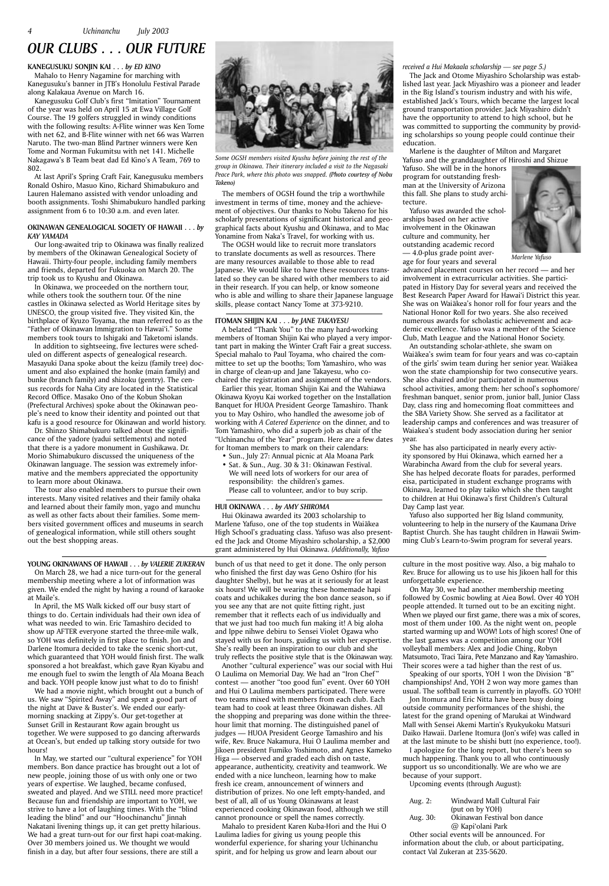# OUR CLUBS . . . OUR FUTURE

**KANEGUSUKU SONJIN KAI . . .** *by ED KINO*

Mahalo to Henry Nagamine for marching with Kanegusuku's banner in JTB's Honolulu Festival Parade along Kalakaua Avenue on March 16.

Kanegusuku Golf Club's first "Imitation" Tournament of the year was held on April 15 at Ewa Village Golf Course. The 19 golfers struggled in windy conditions with the following results: A-Flite winner was Ken Tome with net 62, and B-Flite winner with net 66 was Warren Naruto. The two-man Blind Partner winners were Ken Tome and Norman Fukumitsu with net 141. Michelle Nakagawa's B Team beat dad Ed Kino's A Team, 769 to 802.

At last April's Spring Craft Fair, Kanegusuku members Ronald Oshiro, Masuo Kino, Richard Shimabukuro and Lauren Halemano assisted with vendor unloading and booth assignments. Toshi Shimabukuro handled parking assignment from 6 to 10:30 a.m. and even later.

**OKINAWAN GENEALOGICAL SOCIETY OF HAWAII . . .** *by KAY YAMADA*

Our long-awaited trip to Okinawa was finally realized by members of the Okinawan Genealogical Society of Hawaii. Thirty-four people, including family members and friends, departed for Fukuoka on March 20. The trip took us to Kyushu and Okinawa.

In Okinawa, we proceeded on the northern tour, while others took the southern tour. Of the nine castles in Okinawa selected as World Heritage sites by UNESCO, the group visited five. They visited Kin, the birthplace of Kyuzo Toyama, the man referred to as the "Father of Okinawan Immigration to Hawai'i." Some members took tours to Ishigaki and Taketomi islands.

In addition to sightseeing, five lectures were scheduled on different aspects of genealogical research. Masayuki Dana spoke about the keizu (family tree) document and also explained the honke (main family) and bunke (branch family) and shizoku (gentry). The census records for Naha City are located in the Statistical Record Office. Masako Ono of the Kobun Shokan (Prefectural Archives) spoke about the Okinawan people's need to know their identity and pointed out that kafu is a good resource for Okinawan and world history.

Dr. Shinzo Shimabukuro talked about the significance of the yadore (yadui settlements) and noted that there is a yadore monument in Gushikawa. Dr. Morio Shimabukuro discussed the uniqueness of the Okinawan language. The session was extremely informative and the members appreciated the opportunity to learn more about Okinawa.

The tour also enabled members to pursue their own interests. Many visited relatives and their family ohaka and learned about their family mon, yago and munchu as well as other facts about their families. Some members visited government offices and museums in search of genealogical information, while still others sought out the best shopping areas.

*Some OGSH members visited Kyushu before joining the rest of the group in Okinawa. Their itinerary included a visit to the Nagasaki Peace Park, where this photo was snapped. (Photo courtesy of Nobu Takeno)*

The members of OGSH found the trip a worthwhile investment in terms of time, money and the achievement of objectives. Our thanks to Nobu Takeno for his scholarly presentations of significant historical and geographical facts about Kyushu and Okinawa, and to Mac Yonamine from Naka's Travel, for working with us.

The OGSH would like to recruit more translators to translate documents as well as resources. There are many resources available to those able to read Japanese. We would like to have these resources translated so they can be shared with other members to aid in their research. If you can help, or know someone who is able and willing to share their Japanese language skills, please contact Nancy Tome at 373-9210.

**ITOMAN SHIJIN KAI . . .** *by JANE TAKAYESU*

A belated "Thank You" to the many hard-working members of Itoman Shijin Kai who played a very important part in making the Winter Craft Fair a great success. Special mahalo to Paul Toyama, who chaired the committee to set up the booths; Tom Yamashiro, who was in charge of clean-up and Jane Takayesu, who co-chaired the registration and assignment of the vendors.

Earlier this year, Itoman Shijin Kai and the Wahiawa Okinawa Kyoyu Kai worked together on the Installation Banquet for HUOA President George Tamashiro. Thank you to May Oshiro, who handled the awesome job of working with *A Catered Experience* on the dinner, and to Tom Yamashiro, who did a superb job as chair of the "Uchinanchu of the Year" program. Here are a few dates for Itoman members to mark on their calendars:

- Sun., July 27: Annual picnic at Ala Moana Park
- Sat. & Sun., Aug. 30 & 31: Okinawan Festival. We will need lots of workers for our area of responsibility: the children's games. Please call to volunteer, and/or to buy scrip.

**HUI OKINAWA . . .** *by AMY SHIROMA*

Hui Okinawa awarded its 2003 scholarship to Marlene Yafuso, one of the top students in Waiākea High School's graduating class. Yafuso was also presented the Jack and Otome Miyashiro scholarship, a $2,000 grant administered by Hui Okinawa. *(Additionally, Yafuso received a Hui Makaala scholarship — see page 5.)*

The Jack and Otome Miyashiro Scholarship was established last year. Jack Miyashiro was a pioneer and leader in the Big Island's tourism industry and with his wife, established Jack's Tours, which became the largest local ground transportation provider. Jack Miyashiro didn't have the opportunity to attend to high school, but he was committed to supporting the community by providing scholarships so young people could continue their education.

Marlene is the daughter of Milton and Margaret Yafuso and the granddaughter of Hiroshi and Shizue Yafuso. She will be in the honors program for outstanding freshman at the University of Arizona this fall. She plans to study architecture.

*Marlene Yafuso*

Yafuso was awarded the scholarships based on her active involvement in the Okinawan culture and community, her outstanding academic record — 4.0-plus grade point average for four years and several advanced placement courses on her record — and her involvement in extracurricular activities. She participated in History Day for several years and received the Best Research Paper Award for Hawai'i District this year. She was on Waiākea's honor roll for four years and the National Honor Roll for two years. She also received numerous awards for scholastic achievement and academic excellence. Yafuso was a member of the Science Club, Math League and the National Honor Society.

An outstanding scholar-athlete, she swam on Waiākea's swim team for four years and was co-captain of the girls' swim team during her senior year. Waiākea won the state championship for two consecutive years. She also chaired and/or participated in numerous school activities, among them: her school's sophomore/freshman banquet, senior prom, junior ball, Junior Class Day, class ring and homecoming float committees and the SBA Variety Show. She served as a facilitator at leadership camps and conferences and was treasurer of Waiakea's student body association during her senior year.

She has also participated in nearly every activity sponsored by Hui Okinawa, which earned her a Warabincha Award from the club for several years. She has helped decorate floats for parades, performed eisa, participated in student exchange programs with Okinawa, learned to play taiko which she then taught to children at Hui Okinawa's first Children's Cultural Day Camp last year.

Yafuso also supported her Big Island community, volunteering to help in the nursery of the Kaumana Drive Baptist Church. She has taught children in Hawaii Swimming Club's Learn-to-Swim program for several years.

**YOUNG OKINAWANS OF HAWAII . . .** *by VALERIE ZUKERAN*

On March 28, we had a nice turn-out for the general membership meeting where a lot of information was given. We ended the night by having a round of karaoke at Maile's.

In April, the MS Walk kicked off our busy start of things to do. Certain individuals had their own idea of what was needed to win. Eric Tamashiro decided to show up AFTER everyone started the three-mile walk, so YOH was definitely in first place to finish. Jon and Darlene Itomura decided to take the scenic short-cut, which guaranteed that YOH would finish first. The walk sponsored a hot breakfast, which gave Ryan Kiyabu and me enough fuel to swim the length of Ala Moana Beach and back. YOH people know just what to do to finish!

We had a movie night, which brought out a bunch of us. We saw "Spirited Away" and spent a good part of the night at Dave & Buster's. We ended our early-morning snacking at Zippy's. Our get-together at Sunset Grill in Restaurant Row again brought us together. We were supposed to go dancing afterwards at Ocean's, but ended up talking story outside for two hours!

In May, we started our "cultural experience" for YOH members. Bon dance practice has brought out a lot of new people, joining those of us with only one or two years of expertise. We laughed, became confused, sweated and played. And we STILL need more practice! Because fun and friendship are important to YOH, we strive to have a lot of laughing times. With the "blind leading the blind" and our "Hoochinanchu" Jinnah Nakatani livening things up, it can get pretty hilarious. We had a great turn-out for our first hapi coat-making. Over 30 members joined us. We thought we would finish in a day, but after four sessions, there are still a bunch of us that need to get it done. The only person who finished the first day was Geno Oshiro (for his daughter Shelby), but he was at it seriously for at least six hours! We will be wearing these homemade hapi coats and uchikakes during the bon dance season, so if you see any that are not quite fitting right, just remember that it reflects each of us individually and that we just had too much fun making it! A big aloha and Ippe nihwe debiru to Sensei Violet Ogawa who stayed with us for hours, guiding us with her expertise. She's really been an inspiration to our club and she truly reflects the positive style that is the Okinawan way.

Another "cultural experience" was our social with Hui O Laulima on Memorial Day. We had an "Iron Chef" contest — another "too good fun" event. Over 60 YOH and Hui O Laulima members participated. There were two teams mixed with members from each club. Each team had to cook at least three Okinawan dishes. All the shopping and preparing was done within the three-hour limit that morning. The distinguished panel of judges — HUOA President George Tamashiro and his wife, Rev. Bruce Nakamura, Hui O Laulima member and Jikoen president Fumiko Yoshimoto, and Agnes Kameko Higa — observed and graded each dish on taste, appearance, authenticity, creativity and teamwork. We ended with a nice luncheon, learning how to make fresh ice cream, announcement of winners and distribution of prizes. No one left empty-handed, and best of all, all of us Young Okinawans at least experienced cooking Okinawan food, although we still cannot pronounce or spell the names correctly.

Mahalo to president Karen Kuba-Hori and the Hui O Laulima ladies for giving us young people this wonderful experience, for sharing your Uchinanchu spirit, and for helping us grow and learn about our culture in the most positive way. Also, a big mahalo to Rev. Bruce for allowing us to use his Jikoen hall for this unforgettable experience.

On May 30, we had another membership meeting followed by Cosmic bowling at Aiea Bowl. Over 40 YOH people attended. It turned out to be an exciting night. When we played our first game, there was a mix of scores, most of them under 100. As the night went on, people started warming up and WOW! Lots of high scores! One of the last games was a competition among our YOH volleyball members: Alex and Jodie Ching, Robyn Matsumoto, Traci Taira, Pete Manzano and Ray Yamashiro. Their scores were a tad higher than the rest of us.

Speaking of our sports, YOH 1 won the Division "B" championships! And, YOH 2 won way more games than usual. The softball team is currently in playoffs. GO YOH!

Jon Itomura and Eric Nitta have been busy doing outside community performances of the shishi, the latest for the grand opening of Marukai at Windward Mall with Sensei Akemi Martin's Ryukyukoku Matsuri Daiko Hawaii. Darlene Itomura (Jon's wife) was called in at the last minute to be shishi butt (no experience, too!).

I apologize for the long report, but there's been so much happening. Thank you to all who continuously support us so unconditionally. We are who we are because of your support.

Upcoming events (through August):

| | |
|---|---|
| Aug. 2: | Windward Mall Cultural Fair (put on by YOH) |
| Aug. 30: | Okinawan Festival bon dance @ Kapi'olani Park |

Other social events will be announced. For information about the club, or about participating, contact Val Zukeran at 235-5620.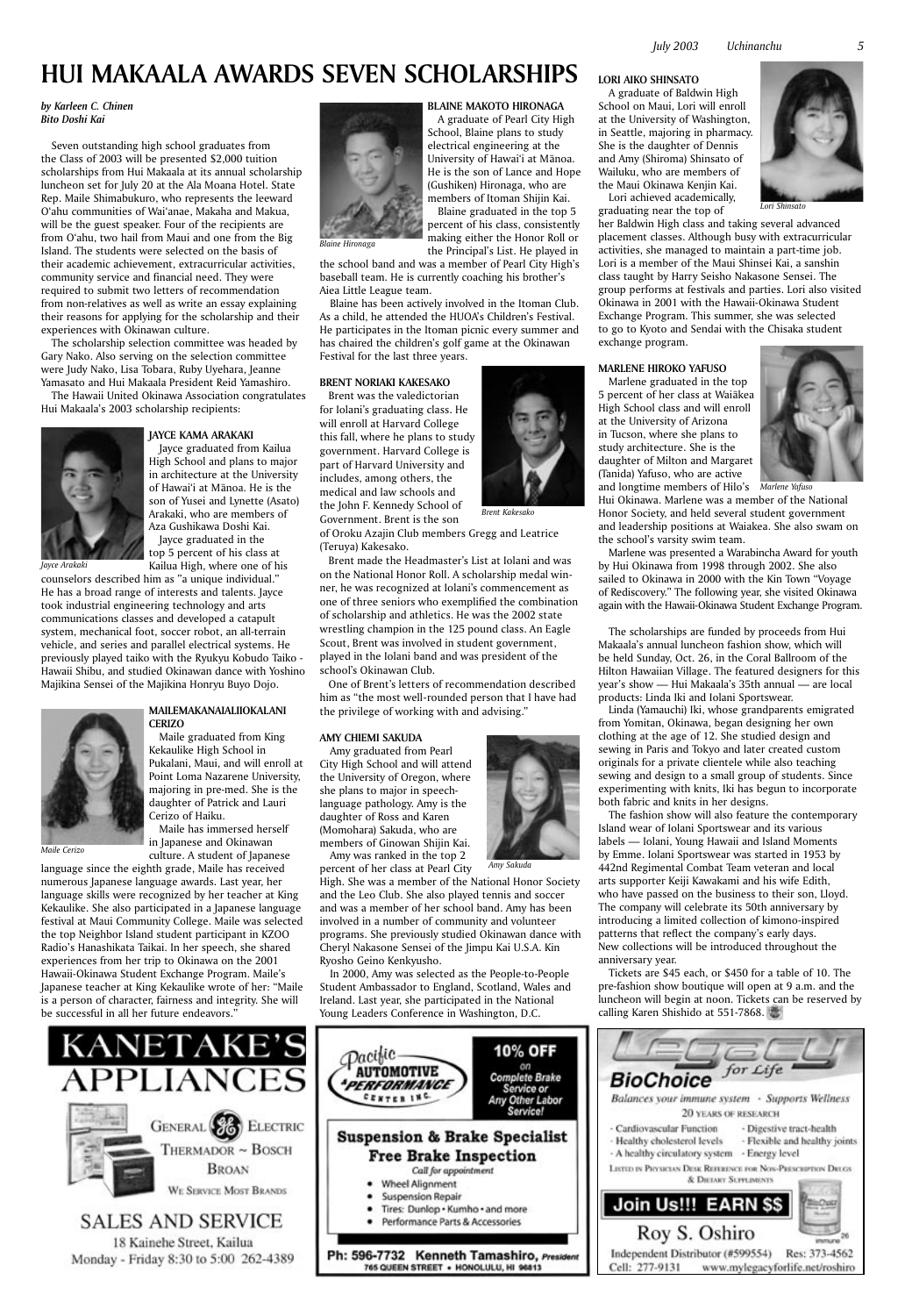# HUI MAKAALA AWARDS SEVEN SCHOLARSHIPS

*by Karleen C. Chinen*
*Bito Doshi Kai*

Seven outstanding high school graduates from the Class of 2003 will be presented $2,000 tuition scholarships from Hui Makaala at its annual scholarship luncheon set for July 20 at the Ala Moana Hotel. State Rep. Maile Shimabukuro, who represents the leeward O'ahu communities of Wai'anae, Makaha and Makua, will be the guest speaker. Four of the recipients are from O'ahu, two hail from Maui and one from the Big Island. The students were selected on the basis of their academic achievement, extracurricular activities, community service and financial need. They were required to submit two letters of recommendation from non-relatives as well as write an essay explaining their reasons for applying for the scholarship and their experiences with Okinawan culture.

The scholarship selection committee was headed by Gary Nako. Also serving on the selection committee were Judy Nako, Lisa Tobara, Ruby Uyehara, Jeanne Yamasato and Hui Makaala President Reid Yamashiro.

The Hawaii United Okinawa Association congratulates Hui Makaala's 2003 scholarship recipients:

### JAYCE KAMA ARAKAKI

*Jayce Arakaki*

Jayce graduated from Kailua High School and plans to major in architecture at the University of Hawai'i at Mānoa. He is the son of Yusei and Lynette (Asato) Arakaki, who are members of Aza Gushikawa Doshi Kai.

Jayce graduated in the top 5 percent of his class at Kailua High, where one of his counselors described him as "a unique individual." He has a broad range of interests and talents. Jayce took industrial engineering technology and arts communications classes and developed a catapult system, mechanical foot, soccer robot, an all-terrain vehicle, and series and parallel electrical systems. He previously played taiko with the Ryukyu Kobudo Taiko - Hawaii Shibu, and studied Okinawan dance with Yoshino Majikina Sensei of the Majikina Honryu Buyo Dojo.

### MAILEMAKANAIALIIOKALANI CERIZO

*Maile Cerizo*

Maile graduated from King Kekaulike High School in Pukalani, Maui, and will enroll at Point Loma Nazarene University, majoring in pre-med. She is the daughter of Patrick and Lauri Cerizo of Haiku.

Maile has immersed herself in Japanese and Okinawan culture. A student of Japanese language since the eighth grade, Maile has received numerous Japanese language awards. Last year, her language skills were recognized by her teacher at King Kekaulike. She also participated in a Japanese language festival at Maui Community College. Maile was selected the top Neighbor Island student participant in KZOO Radio's Hanashikata Taikai. In her speech, she shared experiences from her trip to Okinawa on the 2001 Hawaii-Okinawa Student Exchange Program. Maile's Japanese teacher at King Kekaulike wrote of her: "Maile is a person of character, fairness and integrity. She will be successful in all her future endeavors."

### BLAINE MAKOTO HIRONAGA

*Blaine Hironaga*

A graduate of Pearl City High School, Blaine plans to study electrical engineering at the University of Hawai'i at Mānoa. He is the son of Lance and Hope (Gushiken) Hironaga, who are members of Itoman Shijin Kai.

Blaine graduated in the top 5 percent of his class, consistently making either the Honor Roll or the Principal's List. He played in the school band and was a member of Pearl City High's baseball team. He is currently coaching his brother's Aiea Little League team.

Blaine has been actively involved in the Itoman Club. As a child, he attended the HUOA's Children's Festival. He participates in the Itoman picnic every summer and has chaired the children's golf game at the Okinawan Festival for the last three years.

### BRENT NORIAKI KAKESAKO

*Brent Kakesako*

Brent was the valedictorian for Iolani's graduating class. He will enroll at Harvard College this fall, where he plans to study government. Harvard College is part of Harvard University and includes, among others, the medical and law schools and the John F. Kennedy School of Government. Brent is the son of Oroku Azajin Club members Gregg and Leatrice (Teruya) Kakesako.

Brent made the Headmaster's List at Iolani and was on the National Honor Roll. A scholarship medal winner, he was recognized at Iolani's commencement as one of three seniors who exemplified the combination of scholarship and athletics. He was the 2002 state wrestling champion in the 125 pound class. An Eagle Scout, Brent was involved in student government, played in the Iolani band and was president of the school's Okinawan Club.

One of Brent's letters of recommendation described him as "the most well-rounded person that I have had the privilege of working with and advising."

### AMY CHIEMI SAKUDA

*Amy Sakuda*

Amy graduated from Pearl City High School and will attend the University of Oregon, where she plans to major in speech-language pathology. Amy is the daughter of Ross and Karen (Momohara) Sakuda, who are members of Ginowan Shijin Kai.

Amy was ranked in the top 2 percent of her class at Pearl City High. She was a member of the National Honor Society and the Leo Club. She also played tennis and soccer and was a member of her school band. Amy has been involved in a number of community and volunteer programs. She previously studied Okinawan dance with Cheryl Nakasone Sensei of the Jimpu Kai U.S.A. Kin Ryosho Geino Kenkyusho.

In 2000, Amy was selected as the People-to-People Student Ambassador to England, Scotland, Wales and Ireland. Last year, she participated in the National Young Leaders Conference in Washington, D.C.

### LORI AIKO SHINSATO

*Lori Shinsato*

A graduate of Baldwin High School on Maui, Lori will enroll at the University of Washington, in Seattle, majoring in pharmacy. She is the daughter of Dennis and Amy (Shiroma) Shinsato of Wailuku, who are members of the Maui Okinawa Kenjin Kai.

Lori achieved academically, graduating near the top of her Baldwin High class and taking several advanced placement classes. Although busy with extracurricular activities, she managed to maintain a part-time job. Lori is a member of the Maui Shinsei Kai, a sanshin class taught by Harry Seisho Nakasone Sensei. The group performs at festivals and parties. Lori also visited Okinawa in 2001 with the Hawaii-Okinawa Student Exchange Program. This summer, she was selected to go to Kyoto and Sendai with the Chisaka student exchange program.

### MARLENE HIROKO YAFUSO

*Marlene Yafuso*

Marlene graduated in the top 5 percent of her class at Waiākea High School class and will enroll at the University of Arizona in Tucson, where she plans to study architecture. She is the daughter of Milton and Margaret (Tanida) Yafuso, who are active and longtime members of Hilo's Hui Okinawa. Marlene was a member of the National Honor Society, and held several student government and leadership positions at Waiakea. She also swam on the school's varsity swim team.

Marlene was presented a Warabincha Award for youth by Hui Okinawa from 1998 through 2002. She also sailed to Okinawa in 2000 with the Kin Town "Voyage of Rediscovery." The following year, she visited Okinawa again with the Hawaii-Okinawa Student Exchange Program.

The scholarships are funded by proceeds from Hui Makaala's annual luncheon fashion show, which will be held Sunday, Oct. 26, in the Coral Ballroom of the Hilton Hawaiian Village. The featured designers for this year's show — Hui Makaala's 35th annual — are local products: Linda Iki and Iolani Sportswear.

Linda (Yamauchi) Iki, whose grandparents emigrated from Yomitan, Okinawa, began designing her own clothing at the age of 12. She studied design and sewing in Paris and Tokyo and later created custom originals for a private clientele while also teaching sewing and design to a small group of students. Since experimenting with knits, Iki has begun to incorporate both fabric and knits in her designs.

The fashion show will also feature the contemporary Island wear of Iolani Sportswear and its various labels — Iolani, Young Hawaii and Island Moments by Emme. Iolani Sportswear was started in 1953 by 442nd Regimental Combat Team veteran and local arts supporter Keiji Kawakami and his wife Edith, who have passed on the business to their son, Lloyd. The company will celebrate its 50th anniversary by introducing a limited collection of kimono-inspired patterns that reflect the company's early days. New collections will be introduced throughout the anniversary year.

Tickets are $45 each, or $450 for a table of 10. The pre-fashion show boutique will open at 9 a.m. and the luncheon will begin at noon. Tickets can be reserved by calling Karen Shishido at 551-7868.

---

**KANETAKE'S APPLIANCES**

GENERAL ELECTRIC
THERMADOR ~ BOSCH
BROAN
WE SERVICE MOST BRANDS

SALES AND SERVICE
18 Kainehe Street, Kailua
Monday - Friday 8:30 to 5:00 262-4389

---

**Pacific Automotive Performance Center Inc.**

**10% OFF** on Complete Brake Service or Any Other Labor Service!

**Suspension & Brake Specialist**
**Free Brake Inspection**
Call for appointment

- Wheel Alignment
- Suspension Repair
- Tires: Dunlop • Kumho • and more
- Performance Parts & Accessories

Ph: 596-7732 Kenneth Tamashiro, *President*
765 QUEEN STREET • HONOLULU, HI 96813

---

**Legacy for Life**

**BioChoice**

Balances your immune system · Supports Wellness
20 YEARS OF RESEARCH

- Cardiovascular Function
- Digestive tract-health
- Healthy cholesterol levels
- Flexible and healthy joints
- A healthy circulatory system
- Energy level

LISTED IN PHYSICIAN DESK REFERENCE FOR NON-PRESCRIPTION DRUGS & DIETARY SUPPLEMENTS

**Join Us!!! EARN $$**

Roy S. Oshiro
Independent Distributor (#599554) Res: 373-4562
Cell: 277-9131 www.mylegacyforlife.net/roshiro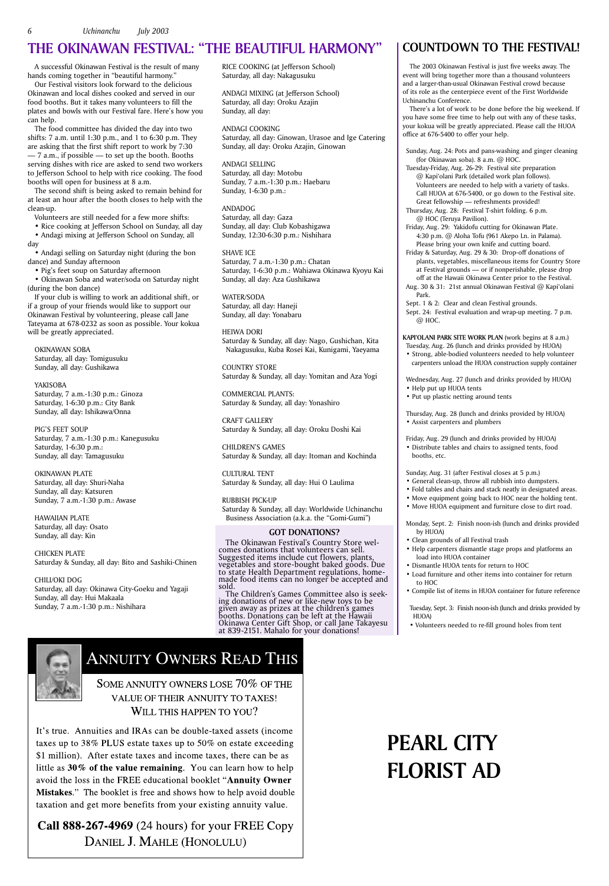# THE OKINAWAN FESTIVAL: "THE BEAUTIFUL HARMONY"

A successful Okinawan Festival is the result of many hands coming together in "beautiful harmony."

Our Festival visitors look forward to the delicious Okinawan and local dishes cooked and served in our food booths. But it takes many volunteers to fill the plates and bowls with our Festival fare. Here's how you can help.

The food committee has divided the day into two shifts: 7 a.m. until 1:30 p.m., and 1 to 6:30 p.m. They are asking that the first shift report to work by 7:30 — 7 a.m., if possible — to set up the booth. Booths serving dishes with rice are asked to send two workers to Jefferson School to help with rice cooking. The food booths will open for business at 8 a.m.

The second shift is being asked to remain behind for at least an hour after the booth closes to help with the clean-up.

Volunteers are still needed for a few more shifts:

- Rice cooking at Jefferson School on Sunday, all day
- Andagi mixing at Jefferson School on Sunday, all day
- Andagi selling on Saturday night (during the bon dance) and Sunday afternoon
- Pig's feet soup on Saturday afternoon
- Okinawan Soba and water/soda on Saturday night (during the bon dance)

If your club is willing to work an additional shift, or if a group of your friends would like to support our Okinawan Festival by volunteering, please call Jane Tateyama at 678-0232 as soon as possible. Your kokua will be greatly appreciated.

OKINAWAN SOBA
Saturday, all day: Tomigusuku
Sunday, all day: Gushikawa

YAKISOBA
Saturday, 7 a.m.-1:30 p.m.: Ginoza
Saturday, 1-6:30 p.m.: City Bank
Sunday, all day: Ishikawa/Onna

PIG'S FEET SOUP
Saturday, 7 a.m.-1:30 p.m.: Kanegusuku
Saturday, 1-6:30 p.m.:
Sunday, all day: Tamagusuku

OKINAWAN PLATE
Saturday, all day: Shuri-Naha
Sunday, all day: Katsuren
Sunday, 7 a.m.-1:30 p.m.: Awase

HAWAIIAN PLATE
Saturday, all day: Osato
Sunday, all day: Kin

CHICKEN PLATE
Saturday & Sunday, all day: Bito and Sashiki-Chinen

CHILI/OKI DOG
Saturday, all day: Okinawa City-Goeku and Yagaji
Sunday, all day: Hui Makaala
Sunday, 7 a.m.-1:30 p.m.: Nishihara

RICE COOKING (at Jefferson School)
Saturday, all day: Nakagusuku

ANDAGI MIXING (at Jefferson School)
Saturday, all day: Oroku Azajin
Sunday, all day:

ANDAGI COOKING
Saturday, all day: Ginowan, Urasoe and Ige Catering
Sunday, all day: Oroku Azajin, Ginowan

ANDAGI SELLING
Saturday, all day: Motobu
Sunday, 7 a.m.-1:30 p.m.: Haebaru
Sunday, 1-6:30 p.m.:

ANDADOG
Saturday, all day: Gaza
Sunday, all day: Club Kobashigawa
Sunday, 12:30-6:30 p.m.: Nishihara

SHAVE ICE
Saturday, 7 a.m.-1:30 p.m.: Chatan
Saturday, 1-6:30 p.m.: Wahiawa Okinawa Kyoyu Kai
Sunday, all day: Aza Gushikawa

WATER/SODA
Saturday, all day: Haneji
Sunday, all day: Yonabaru

HEIWA DORI
Saturday & Sunday, all day: Nago, Gushichan, Kita Nakagusuku, Kuba Rosei Kai, Kunigami, Yaeyama

COUNTRY STORE
Saturday & Sunday, all day: Yomitan and Aza Yogi

COMMERCIAL PLANTS:
Saturday & Sunday, all day: Yonashiro

CRAFT GALLERY
Saturday & Sunday, all day: Oroku Doshi Kai

CHILDREN'S GAMES
Saturday & Sunday, all day: Itoman and Kochinda

CULTURAL TENT
Saturday & Sunday, all day: Hui O Laulima

RUBBISH PICK-UP
Saturday & Sunday, all day: Worldwide Uchinanchu Business Association (a.k.a. the "Gomi-Gumi")

### GOT DONATIONS?

The Okinawan Festival's Country Store welcomes donations that volunteers can sell. Suggested items include cut flowers, plants, vegetables and store-bought baked goods. Due to state Health Department regulations, homemade food items can no longer be accepted and sold.

The Children's Games Committee also is seeking donations of new or like-new toys to be given away as prizes at the children's games booths. Donations can be left at the Hawaii Okinawa Center Gift Shop, or call Jane Takayesu at 839-2151. Mahalo for your donations!

# COUNTDOWN TO THE FESTIVAL!

The 2003 Okinawan Festival is just five weeks away. The event will bring together more than a thousand volunteers and a larger-than-usual Okinawan Festival crowd because of its role as the centerpiece event of the First Worldwide Uchinanchu Conference.

There's a lot of work to be done before the big weekend. If you have some free time to help out with any of these tasks, your kokua will be greatly appreciated. Please call the HUOA office at 676-5400 to offer your help.

Sunday, Aug. 24: Pots and pans-washing and ginger cleaning (for Okinawan soba). 8 a.m. @ HOC.
Tuesday-Friday, Aug. 26-29: Festival site preparation @ Kapi'olani Park (detailed work plan follows). Volunteers are needed to help with a variety of tasks. Call HUOA at 676-5400, or go down to the Festival site. Great fellowship — refreshments provided!
Thursday, Aug. 28: Festival T-shirt folding. 6 p.m. @ HOC (Teruya Pavilion).
Friday, Aug. 29: Yakidofu cutting for Okinawan Plate. 4:30 p.m. @ Aloha Tofu (961 Akepo Ln. in Palama). Please bring your own knife and cutting board.
Friday & Saturday, Aug. 29 & 30: Drop-off donations of plants, vegetables, miscellaneous items for Country Store at Festival grounds — or if nonperishable, please drop off at the Hawaii Okinawa Center prior to the Festival.
Aug. 30 & 31: 21st annual Okinawan Festival @ Kapi'olani Park.
Sept. 1 & 2: Clear and clean Festival grounds.
Sept. 24: Festival evaluation and wrap-up meeting. 7 p.m. @ HOC.

**KAPI'OLANI PARK SITE WORK PLAN** (work begins at 8 a.m.)

Tuesday, Aug. 26 (lunch and drinks provided by HUOA)
- Strong, able-bodied volunteers needed to help volunteer carpenters unload the HUOA construction supply container

Wednesday, Aug. 27 (lunch and drinks provided by HUOA)
- Help put up HUOA tents
- Put up plastic netting around tents

Thursday, Aug. 28 (lunch and drinks provided by HUOA)
- Assist carpenters and plumbers

Friday, Aug. 29 (lunch and drinks provided by HUOA)
- Distribute tables and chairs to assigned tents, food booths, etc.

Sunday, Aug. 31 (after Festival closes at 5 p.m.)
- General clean-up, throw all rubbish into dumpsters.
- Fold tables and chairs and stack neatly in designated areas.
- Move equipment going back to HOC near the holding tent.
- Move HUOA equipment and furniture close to dirt road.

Monday, Sept. 2: Finish noon-ish (lunch and drinks provided by HUOA)
- Clean grounds of all Festival trash
- Help carpenters dismantle stage props and platforms an load into HUOA container
- Dismantle HUOA tents for return to HOC
- Load furniture and other items into container for return to HOC
- Compile list of items in HUOA container for future reference

Tuesday, Sept. 3: Finish noon-ish (lunch and drinks provided by HUOA)
- Volunteers needed to re-fill ground holes from tent

## ANNUITY OWNERS READ THIS

SOME ANNUITY OWNERS LOSE 70% OF THE VALUE OF THEIR ANNUITY TO TAXES! WILL THIS HAPPEN TO YOU?

It's true. Annuities and IRAs can be double-taxed assets (income taxes up to 38% PLUS estate taxes up to 50% on estate exceeding $1 million). After estate taxes and income taxes, there can be as little as **30% of the value remaining**. You can learn how to help avoid the loss in the FREE educational booklet "**Annuity Owner Mistakes**." The booklet is free and shows how to help avoid double taxation and get more benefits from your existing annuity value.

**Call 888-267-4969** (24 hours) for your FREE Copy
DANIEL J. MAHLE (HONOLULU)

# PEARL CITY FLORIST AD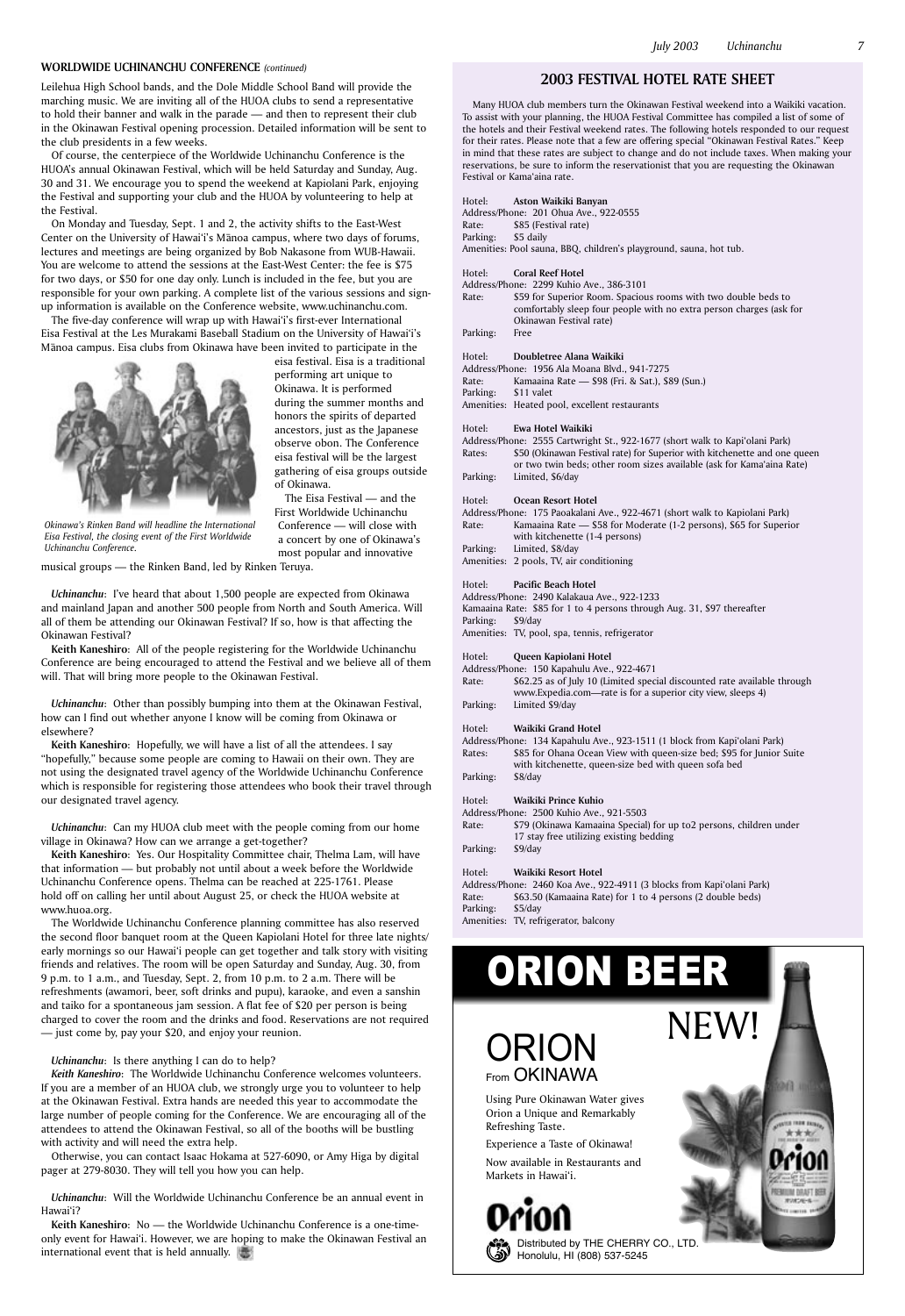**WORLDWIDE UCHINANCHU CONFERENCE** *(continued)*

Leilehua High School bands, and the Dole Middle School Band will provide the marching music. We are inviting all of the HUOA clubs to send a representative to hold their banner and walk in the parade — and then to represent their club in the Okinawan Festival opening procession. Detailed information will be sent to the club presidents in a few weeks.

Of course, the centerpiece of the Worldwide Uchinanchu Conference is the HUOA's annual Okinawan Festival, which will be held Saturday and Sunday, Aug. 30 and 31. We encourage you to spend the weekend at Kapiolani Park, enjoying the Festival and supporting your club and the HUOA by volunteering to help at the Festival.

On Monday and Tuesday, Sept. 1 and 2, the activity shifts to the East-West Center on the University of Hawai'i's Mānoa campus, where two days of forums, lectures and meetings are being organized by Bob Nakasone from WUB-Hawaii. You are welcome to attend the sessions at the East-West Center: the fee is $75 for two days, or $50 for one day only. Lunch is included in the fee, but you are responsible for your own parking. A complete list of the various sessions and sign-up information is available on the Conference website, www.uchinanchu.com.

The five-day conference will wrap up with Hawai'i's first-ever International Eisa Festival at the Les Murakami Baseball Stadium on the University of Hawai'i's Mānoa campus. Eisa clubs from Okinawa have been invited to participate in the eisa festival. Eisa is a traditional performing art unique to Okinawa. It is performed during the summer months and honors the spirits of departed ancestors, just as the Japanese observe obon. The Conference eisa festival will be the largest gathering of eisa groups outside of Okinawa.

*Okinawa's Rinken Band will headline the International Eisa Festival, the closing event of the First Worldwide Uchinanchu Conference.*

The Eisa Festival — and the First Worldwide Uchinanchu Conference — will close with a concert by one of Okinawa's most popular and innovative musical groups — the Rinken Band, led by Rinken Teruya.

***Uchinanchu***: I've heard that about 1,500 people are expected from Okinawa and mainland Japan and another 500 people from North and South America. Will all of them be attending our Okinawan Festival? If so, how is that affecting the Okinawan Festival?

**Keith Kaneshiro**: All of the people registering for the Worldwide Uchinanchu Conference are being encouraged to attend the Festival and we believe all of them will. That will bring more people to the Okinawan Festival.

***Uchinanchu***: Other than possibly bumping into them at the Okinawan Festival, how can I find out whether anyone I know will be coming from Okinawa or elsewhere?

**Keith Kaneshiro**: Hopefully, we will have a list of all the attendees. I say "hopefully," because some people are coming to Hawaii on their own. They are not using the designated travel agency of the Worldwide Uchinanchu Conference which is responsible for registering those attendees who book their travel through our designated travel agency.

***Uchinanchu***: Can my HUOA club meet with the people coming from our home village in Okinawa? How can we arrange a get-together?

**Keith Kaneshiro**: Yes. Our Hospitality Committee chair, Thelma Lam, will have that information — but probably not until about a week before the Worldwide Uchinanchu Conference opens. Thelma can be reached at 225-1761. Please hold off on calling her until about August 25, or check the HUOA website at www.huoa.org.

The Worldwide Uchinanchu Conference planning committee has also reserved the second floor banquet room at the Queen Kapiolani Hotel for three late nights/early mornings so our Hawai'i people can get together and talk story with visiting friends and relatives. The room will be open Saturday and Sunday, Aug. 30, from 9 p.m. to 1 a.m., and Tuesday, Sept. 2, from 10 p.m. to 2 a.m. There will be refreshments (awamori, beer, soft drinks and pupu), karaoke, and even a sanshin and taiko for a spontaneous jam session. A flat fee of $20 per person is being charged to cover the room and the drinks and food. Reservations are not required — just come by, pay your $20, and enjoy your reunion.

***Uchinanchu***: Is there anything I can do to help?

***Keith Kaneshiro***: The Worldwide Uchinanchu Conference welcomes volunteers. If you are a member of an HUOA club, we strongly urge you to volunteer to help at the Okinawan Festival. Extra hands are needed this year to accommodate the large number of people coming for the Conference. We are encouraging all of the attendees to attend the Okinawan Festival, so all of the booths will be bustling with activity and will need the extra help.

Otherwise, you can contact Isaac Hokama at 527-6090, or Amy Higa by digital pager at 279-8030. They will tell you how you can help.

***Uchinanchu***: Will the Worldwide Uchinanchu Conference be an annual event in Hawai'i?

**Keith Kaneshiro**: No — the Worldwide Uchinanchu Conference is a one-time-only event for Hawai'i. However, we are hoping to make the Okinawan Festival an international event that is held annually.

## 2003 FESTIVAL HOTEL RATE SHEET

Many HUOA club members turn the Okinawan Festival weekend into a Waikiki vacation. To assist with your planning, the HUOA Festival Committee has compiled a list of some of the hotels and their Festival weekend rates. The following hotels responded to our request for their rates. Please note that a few are offering special "Okinawan Festival Rates." Keep in mind that these rates are subject to change and do not include taxes. When making your reservations, be sure to inform the reservationist that you are requesting the Okinawan Festival or Kama'aina rate.

Hotel: **Aston Waikiki Banyan**
Address/Phone: 201 Ohua Ave., 922-0555
Rate: $85 (Festival rate)
Parking: $5 daily
Amenities: Pool sauna, BBQ, children's playground, sauna, hot tub.

Hotel: **Coral Reef Hotel**
Address/Phone: 2299 Kuhio Ave., 386-3101
Rate: $59 for Superior Room. Spacious rooms with two double beds to comfortably sleep four people with no extra person charges (ask for Okinawan Festival rate)
Parking: Free

Hotel: **Doubletree Alana Waikiki**
Address/Phone: 1956 Ala Moana Blvd., 941-7275
Rate: Kamaaina Rate — $98 (Fri. & Sat.), $89 (Sun.)
Parking: $11 valet
Amenities: Heated pool, excellent restaurants

Hotel: **Ewa Hotel Waikiki**
Address/Phone: 2555 Cartwright St., 922-1677 (short walk to Kapi'olani Park)
Rates: $50 (Okinawan Festival rate) for Superior with kitchenette and one queen or two twin beds; other room sizes available (ask for Kama'aina Rate)
Parking: Limited, $6/day

Hotel: **Ocean Resort Hotel**
Address/Phone: 175 Paoakalani Ave., 922-4671 (short walk to Kapiolani Park)
Rate: Kamaaina Rate — $58 for Moderate (1-2 persons), $65 for Superior with kitchenette (1-4 persons)
Parking: Limited, $8/day
Amenities: 2 pools, TV, air conditioning

Hotel: **Pacific Beach Hotel**
Address/Phone: 2490 Kalakaua Ave., 922-1233
Kamaaina Rate: $85 for 1 to 4 persons through Aug. 31, $97 thereafter
Parking: $9/day
Amenities: TV, pool, spa, tennis, refrigerator

Hotel: **Queen Kapiolani Hotel**
Address/Phone: 150 Kapahulu Ave., 922-4671
Rate: $62.25 as of July 10 (Limited special discounted rate available through www.Expedia.com—rate is for a superior city view, sleeps 4)
Parking: Limited $9/day

Hotel: **Waikiki Grand Hotel**
Address/Phone: 134 Kapahulu Ave., 923-1511 (1 block from Kapi'olani Park)
Rates: $85 for Ohana Ocean View with queen-size bed; $95 for Junior Suite with kitchenette, queen-size bed with queen sofa bed
Parking: $8/day

Hotel: **Waikiki Prince Kuhio**
Address/Phone: 2500 Kuhio Ave., 921-5503
Rate: $79 (Okinawa Kamaaina Special) for up to2 persons, children under 17 stay free utilizing existing bedding
Parking: $9/day

Hotel: **Waikiki Resort Hotel**
Address/Phone: 2460 Koa Ave., 922-4911 (3 blocks from Kapi'olani Park)
Rate: $63.50 (Kamaaina Rate) for 1 to 4 persons (2 double beds)
Parking: $5/day
Amenities: TV, refrigerator, balcony

# ORION BEER

NEW!

ORION
From OKINAWA

Using Pure Okinawan Water gives Orion a Unique and Remarkably Refreshing Taste.

Experience a Taste of Okinawa!

Now available in Restaurants and Markets in Hawai'i.

Orion

Distributed by THE CHERRY CO., LTD.
Honolulu, HI (808) 537-5245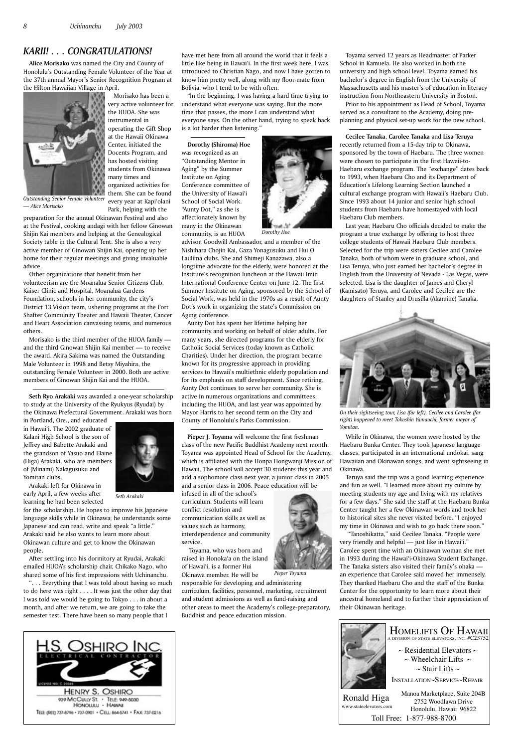## KARII! . . . CONGRATULATIONS!

**Alice Morisako** was named the City and County of Honolulu's Outstanding Female Volunteer of the Year at the 37th annual Mayor's Senior Recognition Program at the Hilton Hawaiian Village in April.

*Outstanding Senior Female Volunteer — Alice Morisako*

Morisako has been a very active volunteer for the HUOA. She was instrumental in operating the Gift Shop at the Hawaii Okinawa Center, initiated the Docents Program, and has hosted visiting students from Okinawa many times and organized activities for them. She can be found every year at Kapi'olani Park, helping with the preparation for the annual Okinawan Festival and also at the Festival, cooking andagi with her fellow Ginowan Shijin Kai members and helping at the Genealogical Society table in the Cultural Tent. She is also a very active member of Ginowan Shijin Kai, opening up her home for their regular meetings and giving invaluable advice.

Other organizations that benefit from her volunteerism are the Moanalua Senior Citizens Club, Kaiser Clinic and Hospital, Moanalua Gardens Foundation, schools in her community, the city's District 13 Vision team, ushering programs at the Fort Shafter Community Theater and Hawaii Theater, Cancer and Heart Association canvassing teams, and numerous others.

Morisako is the third member of the HUOA family — and the third Ginowan Shijin Kai member — to receive the award. Akira Sakima was named the Outstanding Male Volunteer in 1998 and Betsy Miyahira, the outstanding Female Volunteer in 2000. Both are active members of Ginowan Shijin Kai and the HUOA.

---

**Seth Ryo Arakaki** was awarded a one-year scholarship to study at the University of the Ryukyus (Ryudai) by the Okinawa Prefectural Government. Arakaki was born in Portland, Ore., and educated in Hawai'i. The 2002 graduate of Kalani High School is the son of Jeffrey and Babette Arakaki and the grandson of Yasuo and Elaine (Higa) Arakaki. who are members of (Minami) Nakagusuku and Yomitan clubs.

*Seth Arakaki*

Arakaki left for Okinawa in early April, a few weeks after learning he had been selected for the scholarship. He hopes to improve his Japanese language skills while in Okinawa; he understands some Japanese and can read, write and speak "a little." Arakaki said he also wants to learn more about Okinawan culture and get to know the Okinawan people.

After settling into his dormitory at Ryudai, Arakaki emailed HUOA's scholarship chair, Chikako Nago, who shared some of his first impressions with Uchinanchu.

". . . Everything that I was told about having so much to do here was right . . . . It was just the other day that I was told we would be going to Tokyo . . . in about a month, and after we return, we are going to take the semester test. There have been so many people that I have met here from all around the world that it feels a little like being in Hawai'i. In the first week here, I was introduced to Christian Nago, and now I have gotten to know him pretty well, along with my floor-mate from Bolivia, who I tend to be with often.

"In the beginning, I was having a hard time trying to understand what everyone was saying. But the more time that passes, the more I can understand what everyone says. On the other hand, trying to speak back is a lot harder then listening."

---

**Dorothy (Shiroma) Hoe** was recognized as an "Outstanding Mentor in Aging" by the Summer Institute on Aging Conference committee of the University of Hawai'i School of Social Work. "Aunty Dot," as she is affectionately known by many in the Okinawan community, is an HUOA advisor, Goodwill Ambassador, and a member of the Nishihara Chojin Kai, Gaza Yonagusuku and Hui O Laulima clubs. She and Shimeji Kanazawa, also a longtime advocate for the elderly, were honored at the Institute's recognition luncheon at the Hawaii Imin International Conference Center on June 12. The first Summer Institute on Aging, sponsored by the School of Social Work, was held in the 1970s as a result of Aunty Dot's work in organizing the state's Commission on Aging conference.

*Dorothy Hoe*

Aunty Dot has spent her lifetime helping her community and working on behalf of older adults. For many years, she directed programs for the elderly for Catholic Social Services (today known as Catholic Charities). Under her direction, the program became known for its progressive approach in providing services to Hawaii's multiethnic elderly population and for its emphasis on staff development. Since retiring, Aunty Dot continues to serve her community. She is active in numerous organizations and committees, including the HUOA, and last year was appointed by Mayor Harris to her second term on the City and County of Honolulu's Parks Commission.

---

**Pieper J. Toyama** will welcome the first freshman class of the new Pacific Buddhist Academy next month. Toyama was appointed Head of School for the Academy, which is affiliated with the Honpa Hongwanji Mission of Hawaii. The school will accept 30 students this year and add a sophomore class next year, a junior class in 2005 and a senior class in 2006. Peace education will be infused in all of the school's curriculum. Students will learn conflict resolution and communication skills as well as values such as harmony, interdependence and community service.

*Pieper Toyama*

Toyama, who was born and raised in Honoka'a on the island of Hawai'i, is a former Hui Okinawa member. He will be responsible for developing and administering curriculum, facilities, personnel, marketing, recruitment and student admissions as well as fund-raising and other areas to meet the Academy's college-preparatory, Buddhist and peace education mission.

Toyama served 12 years as Headmaster of Parker School in Kamuela. He also worked in both the university and high school level. Toyama earned his bachelor's degree in English from the University of Massachusetts and his master's of education in literacy instruction from Northeastern University in Boston.

Prior to his appointment as Head of School, Toyama served as a consultant to the Academy, doing pre-planning and physical set-up work for the new school.

---

**Cecilee Tanaka**, **Carolee Tanaka** and **Lisa Teruya** recently returned from a 15-day trip to Okinawa, sponsored by the town of Haebaru. The three women were chosen to participate in the first Hawaii-to-Haebaru exchange program. The "exchange" dates back to 1993, when Haebaru Cho and its Department of Education's Lifelong Learning Section launched a cultural exchange program with Hawaii's Haebaru Club. Since 1993 about 14 junior and senior high school students from Haebaru have homestayed with local Haebaru Club members.

Last year, Haebaru Cho officials decided to make the program a true exchange by offering to host three college students of Hawaii Haebaru Club members. Selected for the trip were sisters Cecilee and Carolee Tanaka, both of whom were in graduate school, and Lisa Teruya, who just earned her bachelor's degree in English from the University of Nevada - Las Vegas, were selected. Lisa is the daughter of James and Cheryl (Kamisato) Teruya, and Carolee and Cecilee are the daughters of Stanley and Drusilla (Akamine) Tanaka.

*On their sightseeing tour, Lisa (far left), Cecilee and Carolee (far right) happened to meet Tokushin Yamauchi, former mayor of Yomitan.*

While in Okinawa, the women were hosted by the Haebaru Bunka Center. They took Japanese language classes, participated in an international undokai, sang Hawaiian and Okinawan songs, and went sightseeing in Okinawa.

Teruya said the trip was a good learning experience and fun as well. "I learned more about my culture by meeting students my age and living with my relatives for a few days." She said the staff at the Haebaru Bunka Center taught her a few Okinawan words and took her to historical sites she never visited before. "I enjoyed my time in Okinawa and wish to go back there soon."

"Tanoshikatta," said Cecilee Tanaka. "People were very friendly and helpful — just like in Hawai'i." Carolee spent time with an Okinawan woman she met in 1993 during the Hawai'i-Okinawa Student Exchange. The Tanaka sisters also visited their family's ohaka — an experience that Carolee said moved her immensely. They thanked Haebaru Cho and the staff of the Bunka Center for the opportunity to learn more about their ancestral homeland and to further their appreciation of their Okinawan heritage.

---

**H.S. OSHIRO INC.**
ELECTRICAL CONTRACTOR
LICENSE NO. C-20346
HENRY S. OSHIRO
939 McCULLY ST. • TELE: 949-5030
HONOLULU • HAWAII
TELE: (RES) 737-8796 • 737-0901 • CELL: 864-5741 • FAX: 737-0216

---

**HOMELIFTS OF HAWAII**
A DIVISION OF STATE ELEVATORS, INC. #C23752

~ Residential Elevators ~
~ Wheelchair Lifts ~
~ Stair Lifts ~

INSTALLATION~SERVICE~REPAIR

Ronald Higa
www.stateelevators.com

Manoa Marketplace, Suite 204B
2752 Woodlawn Drive
Honolulu, Hawaii 96822

Toll Free: 1-877-988-8700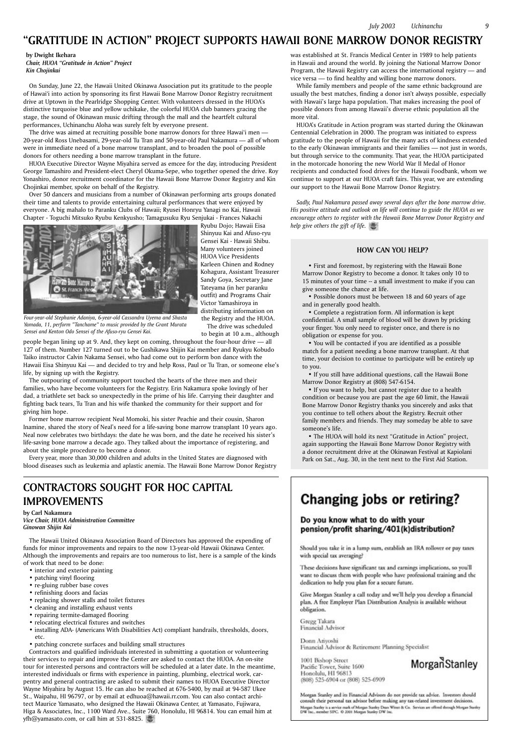# "GRATITUDE IN ACTION" PROJECT SUPPORTS HAWAII BONE MARROW DONOR REGISTRY

**by Dwight Ikehara**
***Chair, HUOA "Gratitude in Action" Project***
***Kin Chojinkai***

On Sunday, June 22, the Hawaii United Okinawa Association put its gratitude to the people of Hawai'i into action by sponsoring its first Hawaii Bone Marrow Donor Registry recruitment drive at Uptown in the Pearlridge Shopping Center. With volunteers dressed in the HUOA's distinctive turquoise blue and yellow uchikake, the colorful HUOA club banners gracing the stage, the sound of Okinawan music drifting through the mall and the heartfelt cultural performances, Uchinanchu Aloha was surely felt by everyone present.

The drive was aimed at recruiting possible bone marrow donors for three Hawai'i men — 20-year-old Ross Unebasami, 29-year-old Tu Tran and 50-year-old Paul Nakamura — all of whom were in immediate need of a bone marrow transplant, and to broaden the pool of possible donors for others needing a bone marrow transplant in the future.

HUOA Executive Director Wayne Miyahira served as emcee for the day, introducing President George Tamashiro and President-elect Cheryl Okuma-Sepe, who together opened the drive. Roy Yonashiro, donor recruitment coordinator for the Hawaii Bone Marrow Donor Registry and Kin Chojinkai member, spoke on behalf of the Registry.

Over 50 dancers and musicians from a number of Okinawan performing arts groups donated their time and talents to provide entertaining cultural performances that were enjoyed by everyone. A big mahalo to Paranku Clubs of Hawaii; Ryusei Honryu Yanagi no Kai, Hawaii Chapter - Toguchi Mitsuko Ryubu Kenkyusho; Tamagusuku Ryu Senjukai - Frances Nakachi Ryubu Dojo; Hawaii Eisa Shinyuu Kai and Afuso-ryu Gensei Kai - Hawaii Shibu. Many volunteers joined HUOA Vice Presidents Karleen Chinen and Rodney Kohagura, Assistant Treasurer Sandy Goya, Secretary Jane Tateyama (in her paranku outfit) and Programs Chair Victor Yamashiroya in distributing information on the Registry and the HUOA.

*Four-year-old Stephanie Adaniya, 6-year-old Cassandra Uyema and Shasta Yamada, 11, perform "Tanchame" to music provided by the Grant Murata Sensei and Kenton Odo Sensei of the Afuso-ryu Gensei Kai.*

The drive was scheduled to begin at 10 a.m., although people began lining up at 9. And, they kept on coming, throughout the four-hour drive — all 127 of them. Number 127 turned out to be Gushikawa Shijin Kai member and Ryukyu Kobudo Taiko instructor Calvin Nakama Sensei, who had come out to perform bon dance with the Hawaii Eisa Shinyuu Kai — and decided to try and help Ross, Paul or Tu Tran, or someone else's life, by signing up with the Registry.

The outpouring of community support touched the hearts of the three men and their families, who have become volunteers for the Registry. Erin Nakamura spoke lovingly of her dad, a triathlete set back so unexpectedly in the prime of his life. Carrying their daughter and fighting back tears, Tu Tran and his wife thanked the community for their support and for giving him hope.

Former bone marrow recipient Neal Momoki, his sister Peachie and their cousin, Sharon Inamine, shared the story of Neal's need for a life-saving bone marrow transplant 10 years ago. Neal now celebrates two birthdays: the date he was born, and the date he received his sister's life-saving bone marrow a decade ago. They talked about the importance of registering, and about the simple procedure to become a donor.

Every year, more than 30,000 children and adults in the United States are diagnosed with blood diseases such as leukemia and aplastic anemia. The Hawaii Bone Marrow Donor Registry was established at St. Francis Medical Center in 1989 to help patients in Hawaii and around the world. By joining the National Marrow Donor Program, the Hawaii Registry can access the international registry — and vice versa — to find healthy and willing bone marrow donors.

While family members and people of the same ethnic background are usually the best matches, finding a donor isn't always possible, especially with Hawaii's large hapa population. That makes increasing the pool of possible donors from among Hawaii's diverse ethnic population all the more vital.

HUOA's Gratitude in Action program was started during the Okinawan Centennial Celebration in 2000. The program was initiated to express gratitude to the people of Hawaii for the many acts of kindness extended to the early Okinawan immigrants and their families — not just in words, but through service to the community. That year, the HUOA participated in the motorcade honoring the new World War II Medal of Honor recipients and conducted food drives for the Hawaii Foodbank, whom we continue to support at our HUOA craft fairs. This year, we are extending our support to the Hawaii Bone Marrow Donor Registry.

*Sadly, Paul Nakamura passed away several days after the bone marrow drive. His positive attitude and outlook on life will continue to guide the HUOA as we encourage others to register with the Hawaii Bone Marrow Donor Registry and help give others the gift of life.*

### HOW CAN YOU HELP?

- First and foremost, by registering with the Hawaii Bone Marrow Donor Registry to become a donor. It takes only 10 to 15 minutes of your time -- a small investment to make if you can give someone the chance at life.
- Possible donors must be between 18 and 60 years of age and in generally good health.
- Complete a registration form. All information is kept confidential. A small sample of blood will be drawn by pricking your finger. You only need to register once, and there is no obligation or expense for you.
- You will be contacted if you are identified as a possible match for a patient needing a bone marrow transplant. At that time, your decision to continue to participate will be entirely up to you.
- If you still have additional questions, call the Hawaii Bone Marrow Donor Registry at (808) 547-6154.
- If you want to help, but cannot register due to a health condition or because you are past the age 60 limit, the Hawaii Bone Marrow Donor Registry thanks you sincerely and asks that you continue to tell others about the Registry. Recruit other family members and friends. They may someday be able to save someone's life.
- The HUOA will hold its next "Gratitude in Action" project, again supporting the Hawaii Bone Marrow Donor Registry with a donor recruitment drive at the Okinawan Festival at Kapiolani Park on Sat., Aug. 30, in the tent next to the First Aid Station.

# CONTRACTORS SOUGHT FOR HOC CAPITAL IMPROVEMENTS

**by Carl Nakamura**
***Vice Chair, HUOA Administration Committee***
***Ginowan Shijin Kai***

The Hawaii United Okinawa Association Board of Directors has approved the expending of funds for minor improvements and repairs to the now 13-year-old Hawaii Okinawa Center. Although the improvements and repairs are too numerous to list, here is a sample of the kinds of work that need to be done:

- interior and exterior painting
- patching vinyl flooring
- re-gluing rubber base coves
- refinishing doors and facias
- replacing shower stalls and toilet fixtures
- cleaning and installing exhaust vents
- repairing termite-damaged flooring
- relocating electrical fixtures and switches
- installing ADA- (Americans With Disabilities Act) compliant handrails, thresholds, doors, etc.
- patching concrete surfaces and building small structures

Contractors and qualified individuals interested in submitting a quotation or volunteering their services to repair and improve the Center are asked to contact the HUOA. An on-site tour for interested persons and contractors will be scheduled at a later date. In the meantime, interested individuals or firms with experience in painting, plumbing, electrical work, carpentry and general contracting are asked to submit their names to HUOA Executive Director Wayne Miyahira by August 15. He can also be reached at 676-5400, by mail at 94-587 Ukee St., Waipahu, HI 96797, or by email at edhuoa@hawaii.rr.com. You can also contact architect Maurice Yamasato, who designed the Hawaii Okinawa Center, at Yamasato, Fujiwara, Higa & Associates, Inc., 1100 Ward Ave., Suite 760, Honolulu, HI 96814. You can email him at yfh@yamasato.com, or call him at 531-8825.

## Changing jobs or retiring?

### Do you know what to do with your pension/profit sharing/401(k)distribution?

Should you take it in a lump sum, establish an IRA rollover or pay taxes with special tax averaging?

These decisions have significant tax and earnings implications, so you'll want to discuss them with people who have professional training and the dedication to help you plan for a secure future.

Give Morgan Stanley a call today and we'll help you develop a financial plan. A free Employer Plan Distribution Analysis is available without obligation.

Gregg Takara
Financial Advisor

Donn Ariyoshi
Financial Advisor & Retirement Planning Specialist

1001 Bishop Street
Pacific Tower, Suite 1600
Honolulu, HI 96813
(808) 525-6904 or (808) 525-6909

MorganStanley

Morgan Stanley and its Financial Advisors do not provide tax advice. Investors should consult their personal tax advisor before making any tax-related investment decisions.
Morgan Stanley is a service mark of Morgan Stanley Dean Witter & Co. Services are offered through Morgan Stanley DW Inc., member SIPC. © 2001 Morgan Stanley DW Inc.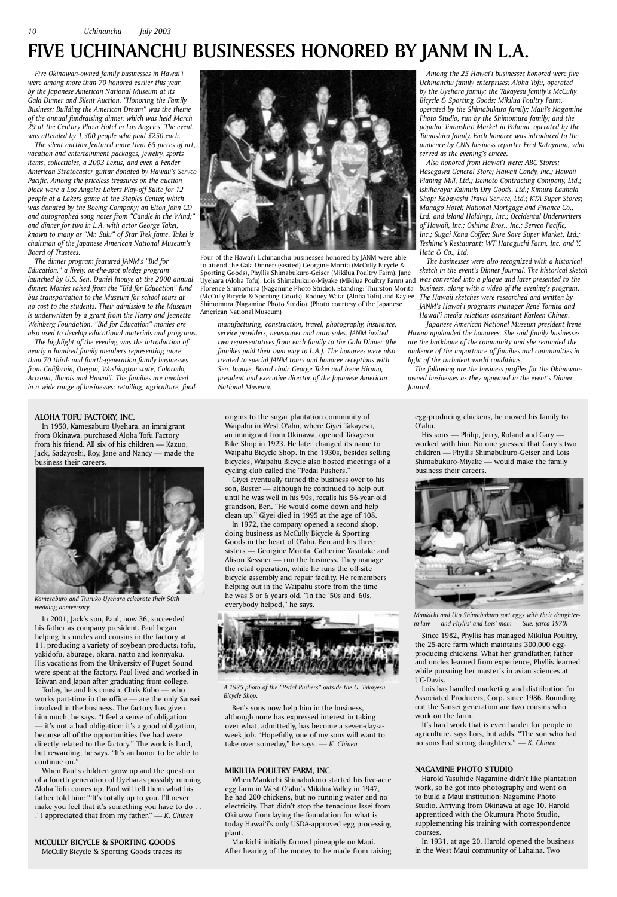# FIVE UCHINANCHU BUSINESSES HONORED BY JANM IN L.A.

*Five Okinawan-owned family businesses in Hawai'i were among more than 70 honored earlier this year by the Japanese American National Museum at its Gala Dinner and Silent Auction. "Honoring the Family Business: Building the American Dream" was the theme of the annual fundraising dinner, which was held March 29 at the Century Plaza Hotel in Los Angeles. The event was attended by 1,300 people who paid $250 each.*

*The silent auction featured more than 65 pieces of art, vacation and entertainment packages, jewelry, sports items, collectibles, a 2003 Lexus, and even a Fender American Stratocaster guitar donated by Hawaii's Servco Pacific. Among the priceless treasures on the auction block were a Los Angeles Lakers Play-off Suite for 12 people at a Lakers game at the Staples Center, which was donated by the Boeing Company; an Elton John CD and autographed song notes from "Candle in the Wind;" and dinner for two in L.A. with actor George Takei, known to many as "Mr. Sulu" of Star Trek fame. Takei is chairman of the Japanese American National Museum's Board of Trustees.*

*The dinner program featured JANM's "Bid for Education," a lively, on-the-spot pledge program launched by U.S. Sen. Daniel Inouye at the 2000 annual dinner. Monies raised from the "Bid for Education" fund bus transportation to the Museum for school tours at no cost to the students. Their admission to the Museum is underwritten by a grant from the Harry and Jeanette Weinberg Foundation. "Bid for Education" monies are also used to develop educational materials and programs.*

*The highlight of the evening was the introduction of nearly a hundred family members representing more than 70 third- and fourth-generation family businesses from California, Oregon, Washington state, Colorado, Arizona, Illinois and Hawai'i. The families are involved in a wide range of businesses: retailing, agriculture, food manufacturing, construction, travel, photography, insurance, service providers, newspaper and auto sales. JANM invited two representatives from each family to the Gala Dinner (the families paid their own way to L.A.). The honorees were also treated to special JANM tours and honoree receptions with Sen. Inouye, Board chair George Takei and Irene Hirano, president and executive director of the Japanese American National Museum.*

Four of the Hawai'i Uchinanchu businesses honored by JANM were able to attend the Gala Dinner: (seated) Georgine Morita (McCully Bicycle & Sporting Goods), Phyllis Shimabukuro-Geiser (Mikilua Poultry Farm), Jane Uyehara (Aloha Tofu), Lois Shimabukuro-Miyake (Mikilua Poultry Farm) and Florence Shimomura (Nagamine Photo Studio). Standing: Thurston Morita (McCully Bicycle & Sporting Goods), Rodney Watai (Aloha Tofu) and Kaylee Shimomura (Nagamine Photo Studio). (Photo courtesy of the Japanese American National Museum)

*Among the 25 Hawai'i businesses honored were five Uchinanchu family enterprises: Aloha Tofu, operated by the Uyehara family; the Takayesu family's McCully Bicycle & Sporting Goods; Mikilua Poultry Farm, operated by the Shimabukuro family; Maui's Nagamine Photo Studio, run by the Shimomura family; and the popular Tamashiro Market in Palama, operated by the Tamashiro family. Each honoree was introduced to the audience by CNN business reporter Fred Katayama, who served as the evening's emcee.*

*Also honored from Hawai'i were: ABC Stores; Hasegawa General Store; Hawaii Candy, Inc.; Hawaii Planing Mill, Ltd.; Isemoto Contracting Company, Ltd.; Ishiharaya; Kaimuki Dry Goods, Ltd.; Kimura Lauhala Shop; Kobayashi Travel Service, Ltd.; KTA Super Stores; Manago Hotel; National Mortgage and Finance Co., Ltd. and Island Holdings, Inc.; Occidental Underwriters of Hawaii, Inc.; Oshima Bros., Inc.; Servco Pacific, Inc.; Sugai Kona Coffee; Sure Save Super Market, Ltd.; Teshima's Restaurant; WT Haraguchi Farm, Inc. and Y. Hata & Co., Ltd.*

*The businesses were also recognized with a historical sketch in the event's Dinner Journal. The historical sketch was converted into a plaque and later presented to the business, along with a video of the evening's program. The Hawaii sketches were researched and written by JANM's Hawai'i programs manager René Tomita and Hawai'i media relations consultant Karleen Chinen.*

*Japanese American National Museum president Irene Hirano applauded the honorees. She said family businesses are the backbone of the community and she reminded the audience of the importance of families and communities in light of the turbulent world conditions.*

*The following are the business profiles for the Okinawan-owned businesses as they appeared in the event's Dinner Journal.*

### ALOHA TOFU FACTORY, INC.

In 1950, Kamesaburo Uyehara, an immigrant from Okinawa, purchased Aloha Tofu Factory from his friend. All six of his children — Kazuo, Jack, Sadayoshi, Roy, Jane and Nancy — made the business their careers.

*Kamesaburo and Tsuruko Uyehara celebrate their 50th wedding anniversary.*

In 2001, Jack's son, Paul, now 36, succeeded his father as company president. Paul began helping his uncles and cousins in the factory at 11, producing a variety of soybean products: tofu, yakidofu, aburage, okara, natto and konnyaku. His vacations from the University of Puget Sound were spent at the factory. Paul lived and worked in Taiwan and Japan after graduating from college.

Today, he and his cousin, Chris Kubo — who works part-time in the office — are the only Sansei involved in the business. The factory has given him much, he says. "I feel a sense of obligation — it's not a bad obligation; it's a good obligation, because all of the opportunities I've had were directly related to the factory." The work is hard, but rewarding, he says. "It's an honor to be able to continue on."

When Paul's children grow up and the question of a fourth generation of Uyeharas possibly running Aloha Tofu comes up, Paul will tell them what his father told him: "'It's totally up to you. I'll never make you feel that it's something you have to do . . .' I appreciated that from my father." — *K. Chinen*

### MCCULLY BICYCLE & SPORTING GOODS

McCully Bicycle & Sporting Goods traces its origins to the sugar plantation community of Waipahu in West O'ahu, where Giyei Takayesu, an immigrant from Okinawa, opened Takayesu Bike Shop in 1923. He later changed its name to Waipahu Bicycle Shop. In the 1930s, besides selling bicycles, Waipahu Bicycle also hosted meetings of a cycling club called the "Pedal Pushers."

Giyei eventually turned the business over to his son, Buster — although he continued to help out until he was well in his 90s, recalls his 56-year-old grandson, Ben. "He would come down and help clean up." Giyei died in 1995 at the age of 108.

In 1972, the company opened a second shop, doing business as McCully Bicycle & Sporting Goods in the heart of O'ahu. Ben and his three sisters — Georgine Morita, Catherine Yasutake and Alison Kessner — run the business. They manage the retail operation, while he runs the off-site bicycle assembly and repair facility. He remembers helping out in the Waipahu store from the time he was 5 or 6 years old. "In the '50s and '60s, everybody helped," he says.

*A 1935 photo of the "Pedal Pushers" outside the G. Takayesu Bicycle Shop.*

Ben's sons now help him in the business, although none has expressed interest in taking over what, admittedly, has become a seven-day-a-week job. "Hopefully, one of my sons will want to take over someday," he says. — *K. Chinen*

### MIKILUA POULTRY FARM, INC.

When Mankichi Shimabukuro started his five-acre egg farm in West O'ahu's Mikilua Valley in 1947, he had 200 chickens, but no running water and no electricity. That didn't stop the tenacious Issei from Okinawa from laying the foundation for what is today Hawai'i's only USDA-approved egg processing plant.

Mankichi initially farmed pineapple on Maui. After hearing of the money to be made from raising egg-producing chickens, he moved his family to O'ahu.

His sons — Philip, Jerry, Roland and Gary — worked with him. No one guessed that Gary's two children — Phyllis Shimabukuro-Geiser and Lois Shimabukuro-Miyake — would make the family business their careers.

*Mankichi and Uto Shimabukuro sort eggs with their daughter-in-law — and Phyllis' and Lois' mom — Sue. (circa 1970)*

Since 1982, Phyllis has managed Mikilua Poultry, the 25-acre farm which maintains 300,000 egg-producing chickens. What her grandfather, father and uncles learned from experience, Phyllis learned while pursuing her master's in avian sciences at UC-Davis.

Lois has handled marketing and distribution for Associated Producers, Corp. since 1986. Rounding out the Sansei generation are two cousins who work on the farm.

It's hard work that is even harder for people in agriculture. says Lois, but adds, "The son who had no sons had strong daughters." — *K. Chinen*

### NAGAMINE PHOTO STUDIO

Harold Yasuhide Nagamine didn't like plantation work, so he got into photography and went on to build a Maui institution: Nagamine Photo Studio. Arriving from Okinawa at age 10, Harold apprenticed with the Okumura Photo Studio, supplementing his training with correspondence courses.

In 1931, at age 20, Harold opened the business in the West Maui community of Lahaina. Two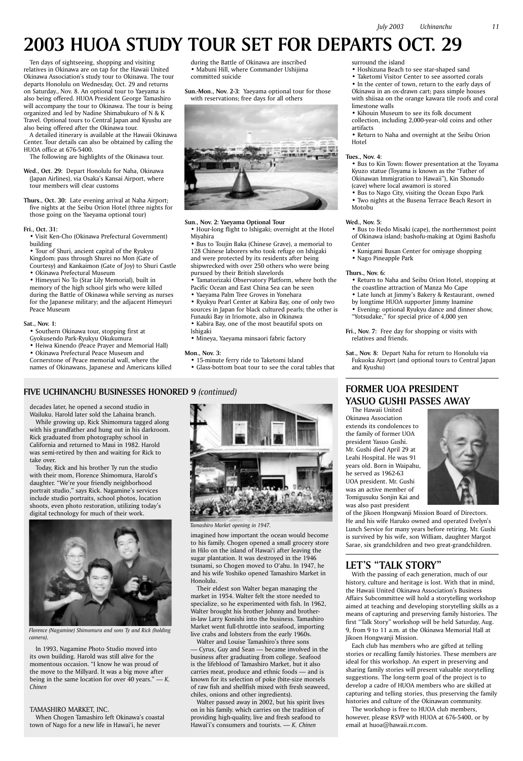# 2003 HUOA STUDY TOUR SET FOR DEPARTS OCT. 29

Ten days of sightseeing, shopping and visiting relatives in Okinawa are on tap for the Hawaii United Okinawa Association's study tour to Okinawa. The tour departs Honolulu on Wednesday, Oct. 29 and returns on Saturday., Nov. 8. An optional tour to Yaeyama is also being offered. HUOA President George Tamashiro will accompany the tour to Okinawa. The tour is being organized and led by Nadine Shimabukuro of N & K Travel. Optional tours to Central Japan and Kyushu are also being offered after the Okinawa tour.

A detailed itinerary is available at the Hawaii Okinawa Center. Tour details can also be obtained by calling the HUOA office at 676-5400.

The following are highlights of the Okinawa tour.

**Wed., Oct. 29:** Depart Honolulu for Naha, Okinawa (Japan Airlines), via Osaka's Kansai Airport, where tour members will clear customs

**Thurs., Oct. 30:** Late evening arrival at Naha Airport; five nights at the Seibu Orion Hotel (three nights for those going on the Yaeyama optional tour)

**Fri., Oct. 31:**

- Visit Ken-Cho (Okinawa Prefectural Government) building
- Tour of Shuri, ancient capital of the Ryukyu Kingdom: pass through Shurei no Mon (Gate of Courtesy) and Kankaimon (Gate of Joy) to Shuri Castle
- Okinawa Prefectural Museum
- Himeyuri No To (Star Lily Memorial), built in memory of the high school girls who were killed during the Battle of Okinawa while serving as nurses for the Japanese military; and the adjacent Himeyuri Peace Museum

**Sat., Nov. 1:**

- Southern Okinawa tour, stopping first at Gyokusendo Park-Ryukyu Okukumura
- Heiwa Kinendo (Peace Prayer and Memorial Hall)
- Okinawa Prefectural Peace Museum and Cornerstone of Peace memorial wall, where the names of Okinawans, Japanese and Americans killed during the Battle of Okinawa are inscribed
- Mabuni Hill, where Commander Ushijima committed suicide

**Sun.-Mon., Nov. 2-3:** Yaeyama optional tour for those with reservations; free days for all others

**Sun., Nov. 2: Yaeyama Optional Tour**

- Hour-long flight to Ishigaki; overnight at the Hotel Miyahira
- Bus to Toujin Baka (Chinese Grave), a memorial to 128 Chinese laborers who took refuge on Ishigaki and were protected by its residents after being shipwrecked with over 250 others who were being pursued by their British slavelords
- Tamatorizaki Observatory Platform, where both the Pacific Ocean and East China Sea can be seen
- Yaeyama Palm Tree Groves in Yonehara
- Ryukyu Pearl Center at Kabira Bay, one of only two sources in Japan for black cultured pearls; the other is Funauki Bay in Iriomote, also in Okinawa
- Kabira Bay, one of the most beautiful spots on Ishigaki
- Mineya, Yaeyama minsaori fabric factory

**Mon., Nov. 3:**

- 15-minute ferry ride to Taketomi Island
- Glass-bottom boat tour to see the coral tables that surround the island
- Hoshizuna Beach to see star-shaped sand
- Taketomi Visitor Center to see assorted corals
- In the center of town, return to the early days of Okinawa in an ox-drawn cart; pass simple houses with shiisaa on the orange kawara tile roofs and coral limestone walls
- Kihouin Museum to see its folk document collection, including 2,000-year-old coins and other artifacts
- Return to Naha and overnight at the Seibu Orion Hotel

**Tues., Nov. 4:**

- Bus to Kin Town: flower presentation at the Toyama Kyuzo statue (Toyama is known as the "Father of Okinawan Immigration to Hawaii"), Kin Shonudo (cave) where local awamori is stored
- Bus to Nago City, visiting the Ocean Expo Park
- Two nights at the Busena Terrace Beach Resort in Motobu

**Wed., Nov. 5:**

- Bus to Hedo Misaki (cape), the northernmost point of Okinawa island; bashofu-making at Ogimi Bashofu Center
- Kunigami Busan Center for omiyage shopping
- Nago Pineapple Park

**Thurs., Nov. 6:**

- Return to Naha and Seibu Orion Hotel, stopping at the coastline attraction of Manza Mo Cape
- Late lunch at Jimmy's Bakery & Restaurant, owned by longtime HUOA supporter Jimmy Inamine
- Evening: optional Ryukyu dance and dinner show, "Yotsudake," for special price of 4,000 yen

**Fri., Nov. 7:** Free day for shopping or visits with relatives and friends.

**Sat., Nov. 8:** Depart Naha for return to Honolulu via Fukuoka Airport (and optional tours to Central Japan and Kyushu)

## FIVE UCHINANCHU BUSINESSES HONORED 9 *(continued)*

decades later, he opened a second studio in Wailuku. Harold later sold the Lahaina branch.

While growing up, Rick Shimomura tagged along with his grandfather and hung out in his darkroom. Rick graduated from photography school in California and returned to Maui in 1982. Harold was semi-retired by then and waiting for Rick to take over.

Today, Rick and his brother Ty run the studio with their mom, Florence Shimomura, Harold's daughter. "We're your friendly neighborhood portrait studio," says Rick. Nagamine's services include studio portraits, school photos, location shoots, even photo restoration, utilizing today's digital technology for much of their work.

*Florence (Nagamine) Shimomura and sons Ty and Rick (holding camera).*

In 1993, Nagamine Photo Studio moved into its own building. Harold was still alive for the momentous occasion. "I know he was proud of the move to the Millyard. It was a big move after being in the same location for over 40 years." — *K. Chinen*

TAMASHIRO MARKET, INC.

When Chogen Tamashiro left Okinawa's coastal town of Nago for a new life in Hawai'i, he never imagined how important the ocean would become to his family. Chogen opened a small grocery store in Hilo on the island of Hawai'i after leaving the sugar plantation. It was destroyed in the 1946 tsunami, so Chogen moved to O'ahu. In 1947, he and his wife Yoshiko opened Tamashiro Market in Honolulu.

*Tamashiro Market opening in 1947.*

Their eldest son Walter began managing the market in 1954. Walter felt the store needed to specialize, so he experimented with fish. In 1962, Walter brought his brother Johnny and brother-in-law Larry Konishi into the business. Tamashiro Market went full-throttle into seafood, importing live crabs and lobsters from the early 1960s.

Walter and Louise Tamashiro's three sons — Cyrus, Guy and Sean — became involved in the business after graduating from college. Seafood is the lifeblood of Tamashiro Market, but it also carries meat, produce and ethnic foods — and is known for its selection of poke (bite-size morsels of raw fish and shellfish mixed with fresh seaweed, chiles, onions and other ingredients).

Walter passed away in 2002, but his spirit lives on in his family. which carries on the tradition of providing high-quality, live and fresh seafood to Hawai'i's consumers and tourists. — *K. Chinen*

## FORMER UOA PRESIDENT YASUO GUSHI PASSES AWAY

The Hawaii United Okinawa Association extends its condolences to the family of former UOA president Yasuo Gushi. Mr. Gushi died April 29 at Leahi Hospital. He was 91 years old. Born in Waipahu, he served as 1962-63 UOA president. Mr. Gushi was an active member of Tomigusuku Sonjin Kai and was also past president of the Jikoen Hongwanji Mission Board of Directors. He and his wife Haruko owned and operated Evelyn's Lunch Service for many years before retiring. Mr. Gushi is survived by his wife, son William, daughter Margot Sarae, six grandchildren and two great-grandchildren.

## LET'S "TALK STORY"

With the passing of each generation, much of our history, culture and heritage is lost. With that in mind, the Hawaii United Okinawa Association's Business Affairs Subcommittee will hold a storytelling workshop aimed at teaching and developing storytelling skills as a means of capturing and preserving family histories. The first "Talk Story" workshop will be held Saturday, Aug. 9, from 9 to 11 a.m. at the Okinawa Memorial Hall at Jikoen Hongwanji Mission.

Each club has members who are gifted at telling stories or recalling family histories. These members are ideal for this workshop. An expert in preserving and sharing family stories will present valuable storytelling suggestions. The long-term goal of the project is to develop a cadre of HUOA members who are skilled at capturing and telling stories, thus preserving the family histories and culture of the Okinawan community.

The workshop is free to HUOA club members, however, please RSVP with HUOA at 676-5400, or by email at huoa@hawaii.rr.com.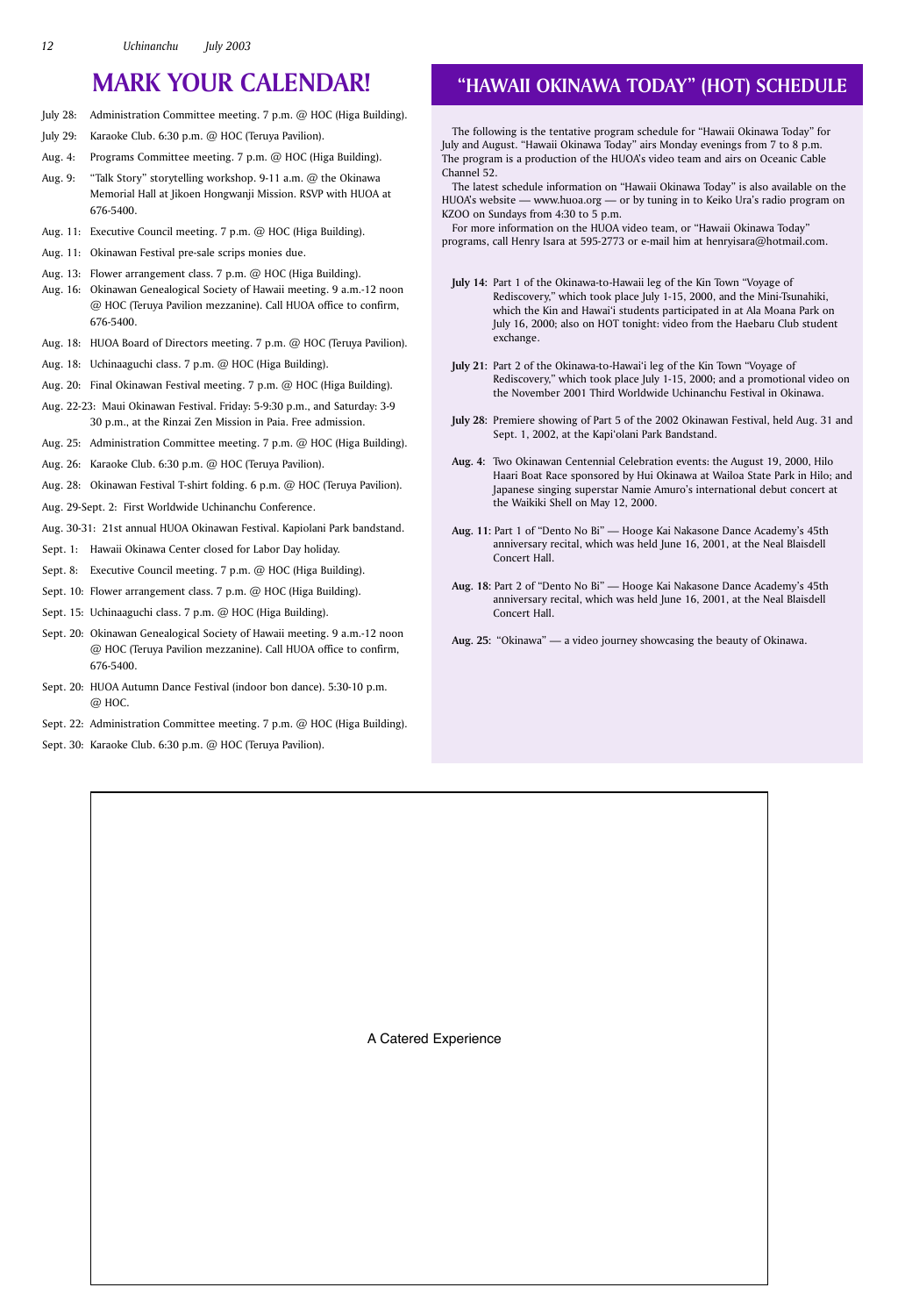# MARK YOUR CALENDAR!

July 28: Administration Committee meeting. 7 p.m. @ HOC (Higa Building).

July 29: Karaoke Club. 6:30 p.m. @ HOC (Teruya Pavilion).

Aug. 4: Programs Committee meeting. 7 p.m. @ HOC (Higa Building).

Aug. 9: "Talk Story" storytelling workshop. 9-11 a.m. @ the Okinawa Memorial Hall at Jikoen Hongwanji Mission. RSVP with HUOA at 676-5400.

Aug. 11: Executive Council meeting. 7 p.m. @ HOC (Higa Building).

Aug. 11: Okinawan Festival pre-sale scrips monies due.

Aug. 13: Flower arrangement class. 7 p.m. @ HOC (Higa Building).

Aug. 16: Okinawan Genealogical Society of Hawaii meeting. 9 a.m.-12 noon @ HOC (Teruya Pavilion mezzanine). Call HUOA office to confirm, 676-5400.

Aug. 18: HUOA Board of Directors meeting. 7 p.m. @ HOC (Teruya Pavilion).

Aug. 18: Uchinaaguchi class. 7 p.m. @ HOC (Higa Building).

Aug. 20: Final Okinawan Festival meeting. 7 p.m. @ HOC (Higa Building).

Aug. 22-23: Maui Okinawan Festival. Friday: 5-9:30 p.m., and Saturday: 3-9 30 p.m., at the Rinzai Zen Mission in Paia. Free admission.

Aug. 25: Administration Committee meeting. 7 p.m. @ HOC (Higa Building).

Aug. 26: Karaoke Club. 6:30 p.m. @ HOC (Teruya Pavilion).

Aug. 28: Okinawan Festival T-shirt folding. 6 p.m. @ HOC (Teruya Pavilion).

Aug. 29-Sept. 2: First Worldwide Uchinanchu Conference.

Aug. 30-31: 21st annual HUOA Okinawan Festival. Kapiolani Park bandstand.

Sept. 1: Hawaii Okinawa Center closed for Labor Day holiday.

Sept. 8: Executive Council meeting. 7 p.m. @ HOC (Higa Building).

Sept. 10: Flower arrangement class. 7 p.m. @ HOC (Higa Building).

Sept. 15: Uchinaaguchi class. 7 p.m. @ HOC (Higa Building).

Sept. 20: Okinawan Genealogical Society of Hawaii meeting. 9 a.m.-12 noon @ HOC (Teruya Pavilion mezzanine). Call HUOA office to confirm, 676-5400.

Sept. 20: HUOA Autumn Dance Festival (indoor bon dance). 5:30-10 p.m. @ HOC.

Sept. 22: Administration Committee meeting. 7 p.m. @ HOC (Higa Building).

Sept. 30: Karaoke Club. 6:30 p.m. @ HOC (Teruya Pavilion).

# "HAWAII OKINAWA TODAY" (HOT) SCHEDULE

The following is the tentative program schedule for "Hawaii Okinawa Today" for July and August. "Hawaii Okinawa Today" airs Monday evenings from 7 to 8 p.m. The program is a production of the HUOA's video team and airs on Oceanic Cable Channel 52.

The latest schedule information on "Hawaii Okinawa Today" is also available on the HUOA's website — www.huoa.org — or by tuning in to Keiko Ura's radio program on KZOO on Sundays from 4:30 to 5 p.m.

For more information on the HUOA video team, or "Hawaii Okinawa Today" programs, call Henry Isara at 595-2773 or e-mail him at henryisara@hotmail.com.

**July 14:** Part 1 of the Okinawa-to-Hawaii leg of the Kin Town "Voyage of Rediscovery," which took place July 1-15, 2000, and the Mini-Tsunahiki, which the Kin and Hawai'i students participated in at Ala Moana Park on July 16, 2000; also on HOT tonight: video from the Haebaru Club student exchange.

**July 21:** Part 2 of the Okinawa-to-Hawai'i leg of the Kin Town "Voyage of Rediscovery," which took place July 1-15, 2000; and a promotional video on the November 2001 Third Worldwide Uchinanchu Festival in Okinawa.

**July 28:** Premiere showing of Part 5 of the 2002 Okinawan Festival, held Aug. 31 and Sept. 1, 2002, at the Kapi'olani Park Bandstand.

**Aug. 4:** Two Okinawan Centennial Celebration events: the August 19, 2000, Hilo Haari Boat Race sponsored by Hui Okinawa at Wailoa State Park in Hilo; and Japanese singing superstar Namie Amuro's international debut concert at the Waikiki Shell on May 12, 2000.

**Aug. 11:** Part 1 of "Dento No Bi" — Hooge Kai Nakasone Dance Academy's 45th anniversary recital, which was held June 16, 2001, at the Neal Blaisdell Concert Hall.

**Aug. 18:** Part 2 of "Dento No Bi" — Hooge Kai Nakasone Dance Academy's 45th anniversary recital, which was held June 16, 2001, at the Neal Blaisdell Concert Hall.

**Aug. 25:** "Okinawa" — a video journey showcasing the beauty of Okinawa.

A Catered Experience